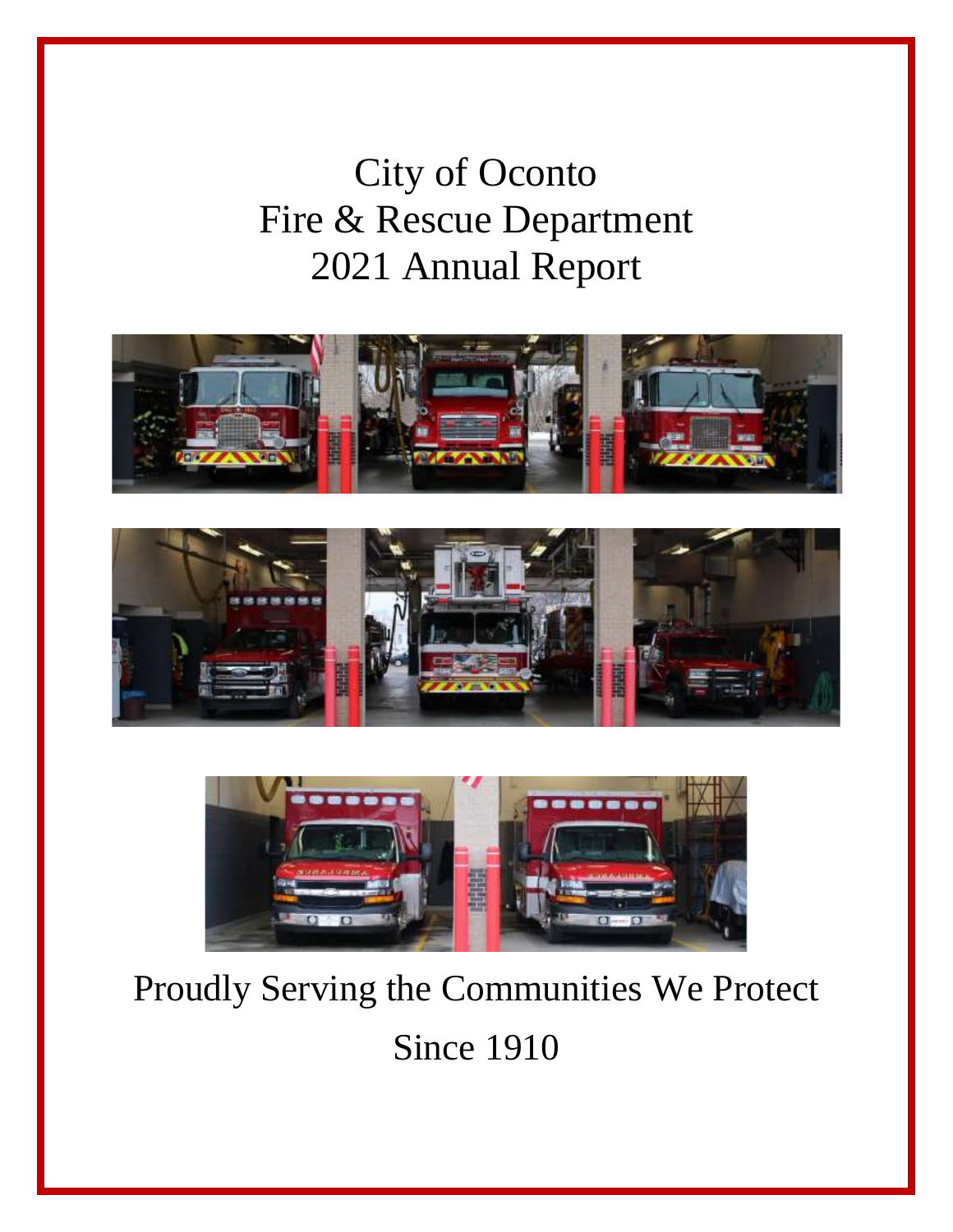# City of Oconto Fire & Rescue Department 2021 Annual Report

Proudly Serving the Communities We Protect

Since 1910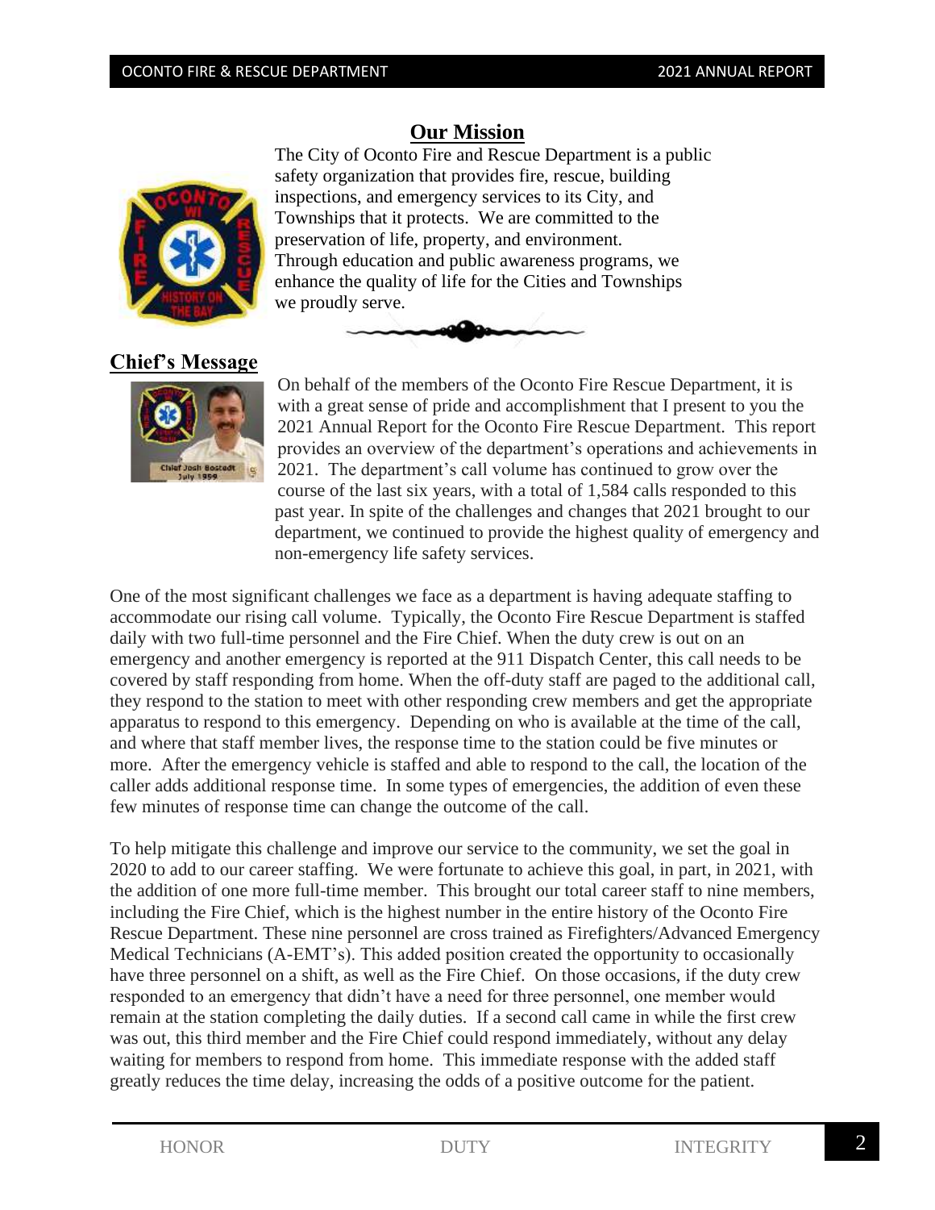## Our Mission

The City of Oconto Fire and Rescue Department is a public safety organization that provides fire, rescue, building inspections, and emergency services to its City, and Townships that it protects. We are committed to the preservation of life, property, and environment. Through education and public awareness programs, we enhance the quality of life for the Cities and Townships we proudly serve.

## Chief's Message

On behalf of the members of the Oconto Fire Rescue Department, it is with a great sense of pride and accomplishment that I present to you the 2021 Annual Report for the Oconto Fire Rescue Department. This report provides an overview of the department's operations and achievements in 2021. The department's call volume has continued to grow over the course of the last six years, with a total of 1,584 calls responded to this past year. In spite of the challenges and changes that 2021 brought to our department, we continued to provide the highest quality of emergency and non-emergency life safety services.

One of the most significant challenges we face as a department is having adequate staffing to accommodate our rising call volume. Typically, the Oconto Fire Rescue Department is staffed daily with two full-time personnel and the Fire Chief. When the duty crew is out on an emergency and another emergency is reported at the 911 Dispatch Center, this call needs to be covered by staff responding from home. When the off-duty staff are paged to the additional call, they respond to the station to meet with other responding crew members and get the appropriate apparatus to respond to this emergency. Depending on who is available at the time of the call, and where that staff member lives, the response time to the station could be five minutes or more. After the emergency vehicle is staffed and able to respond to the call, the location of the caller adds additional response time. In some types of emergencies, the addition of even these few minutes of response time can change the outcome of the call.

To help mitigate this challenge and improve our service to the community, we set the goal in 2020 to add to our career staffing. We were fortunate to achieve this goal, in part, in 2021, with the addition of one more full-time member. This brought our total career staff to nine members, including the Fire Chief, which is the highest number in the entire history of the Oconto Fire Rescue Department. These nine personnel are cross trained as Firefighters/Advanced Emergency Medical Technicians (A-EMT's). This added position created the opportunity to occasionally have three personnel on a shift, as well as the Fire Chief. On those occasions, if the duty crew responded to an emergency that didn't have a need for three personnel, one member would remain at the station completing the daily duties. If a second call came in while the first crew was out, this third member and the Fire Chief could respond immediately, without any delay waiting for members to respond from home. This immediate response with the added staff greatly reduces the time delay, increasing the odds of a positive outcome for the patient.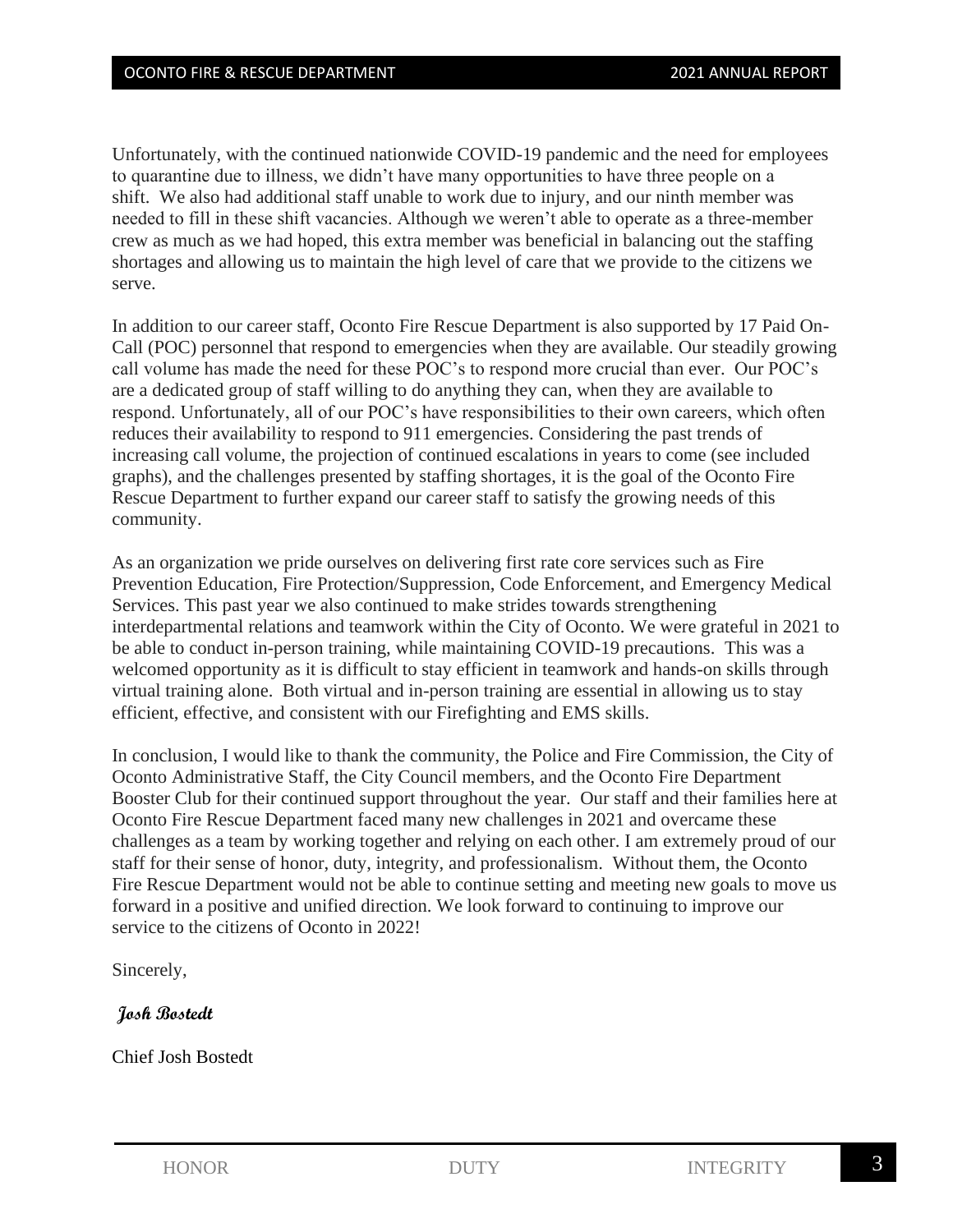Unfortunately, with the continued nationwide COVID-19 pandemic and the need for employees to quarantine due to illness, we didn't have many opportunities to have three people on a shift. We also had additional staff unable to work due to injury, and our ninth member was needed to fill in these shift vacancies. Although we weren't able to operate as a three-member crew as much as we had hoped, this extra member was beneficial in balancing out the staffing shortages and allowing us to maintain the high level of care that we provide to the citizens we serve.

In addition to our career staff, Oconto Fire Rescue Department is also supported by 17 Paid On-Call (POC) personnel that respond to emergencies when they are available. Our steadily growing call volume has made the need for these POC's to respond more crucial than ever. Our POC's are a dedicated group of staff willing to do anything they can, when they are available to respond. Unfortunately, all of our POC's have responsibilities to their own careers, which often reduces their availability to respond to 911 emergencies. Considering the past trends of increasing call volume, the projection of continued escalations in years to come (see included graphs), and the challenges presented by staffing shortages, it is the goal of the Oconto Fire Rescue Department to further expand our career staff to satisfy the growing needs of this community.

As an organization we pride ourselves on delivering first rate core services such as Fire Prevention Education, Fire Protection/Suppression, Code Enforcement, and Emergency Medical Services. This past year we also continued to make strides towards strengthening interdepartmental relations and teamwork within the City of Oconto. We were grateful in 2021 to be able to conduct in-person training, while maintaining COVID-19 precautions. This was a welcomed opportunity as it is difficult to stay efficient in teamwork and hands-on skills through virtual training alone. Both virtual and in-person training are essential in allowing us to stay efficient, effective, and consistent with our Firefighting and EMS skills.

In conclusion, I would like to thank the community, the Police and Fire Commission, the City of Oconto Administrative Staff, the City Council members, and the Oconto Fire Department Booster Club for their continued support throughout the year. Our staff and their families here at Oconto Fire Rescue Department faced many new challenges in 2021 and overcame these challenges as a team by working together and relying on each other. I am extremely proud of our staff for their sense of honor, duty, integrity, and professionalism. Without them, the Oconto Fire Rescue Department would not be able to continue setting and meeting new goals to move us forward in a positive and unified direction. We look forward to continuing to improve our service to the citizens of Oconto in 2022!

Sincerely,

***Josh Bostedt***

Chief Josh Bostedt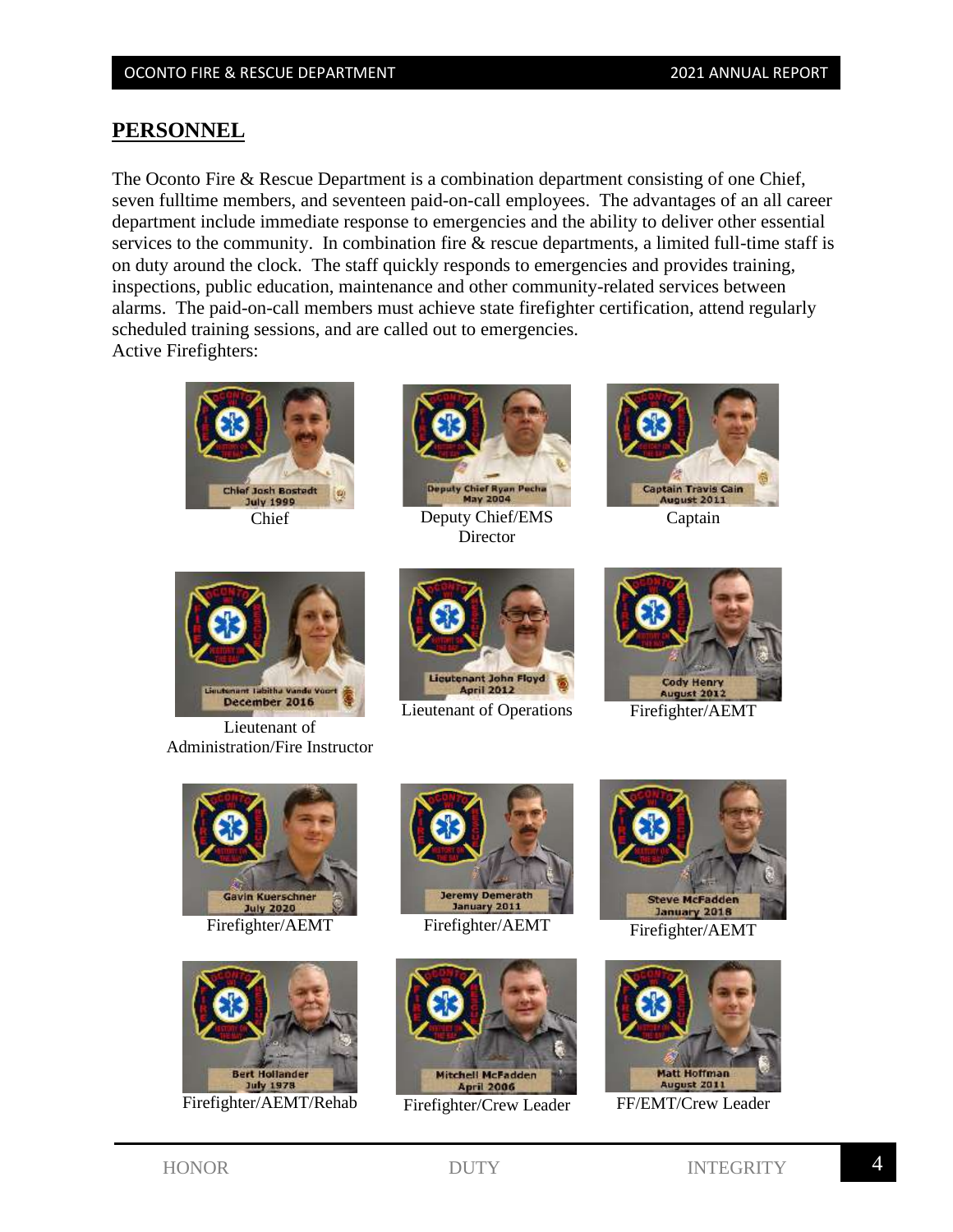## PERSONNEL

The Oconto Fire & Rescue Department is a combination department consisting of one Chief, seven fulltime members, and seventeen paid-on-call employees. The advantages of an all career department include immediate response to emergencies and the ability to deliver other essential services to the community. In combination fire & rescue departments, a limited full-time staff is on duty around the clock. The staff quickly responds to emergencies and provides training, inspections, public education, maintenance and other community-related services between alarms. The paid-on-call members must achieve state firefighter certification, attend regularly scheduled training sessions, and are called out to emergencies.

Active Firefighters:

Chief Josh Bostedt, July 1999
Chief

Deputy Chief Ryan Pecha, May 2004
Deputy Chief/EMS Director

Captain Travis Cain, August 2011
Captain

Lieutenant Tabitha Vande Voort, December 2016
Lieutenant of Administration/Fire Instructor

Lieutenant John Floyd, April 2012
Lieutenant of Operations

Cody Henry, August 2012
Firefighter/AEMT

Gavin Kuerschner, July 2020
Firefighter/AEMT

Jeremy Demerath, January 2011
Firefighter/AEMT

Steve McFadden, January 2018
Firefighter/AEMT

Bert Hollander, July 1978
Firefighter/AEMT/Rehab

Mitchell McFadden, April 2006
Firefighter/Crew Leader

Matt Hoffman, August 2011
FF/EMT/Crew Leader

HONOR DUTY INTEGRITY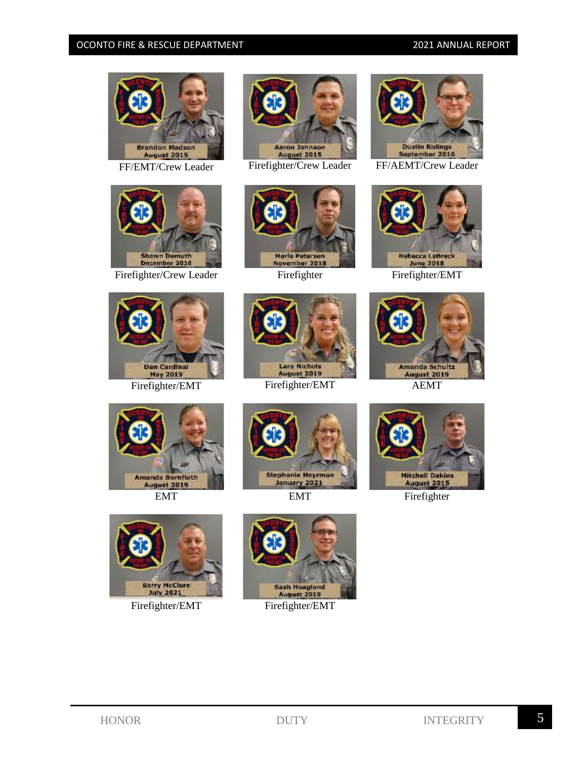Brandon Madson
August 2015
FF/EMT/Crew Leader

Aaron Johnson
August 2015
Firefighter/Crew Leader

Dustin Ridings
September 2016
FF/AEMT/Crew Leader

Shawn Demuth
December 2016
Firefighter/Crew Leader

Merle Petersen
November 2018
Firefighter

Rebecca LeBreck
June 2018
Firefighter/EMT

Dan Cardinal
May 2019
Firefighter/EMT

Lara Nichols
August 2019
Firefighter/EMT

Amanda Schultz
August 2019
AEMT

Amanda Bornfleth
August 2019
EMT

Stephanie Heyrman
January 2021
EMT

Mitchell Dakins
August 2015
Firefighter

Barry McClure
July 2021
Firefighter/EMT

Sash Hoagland
August 2019
Firefighter/EMT

HONOR DUTY INTEGRITY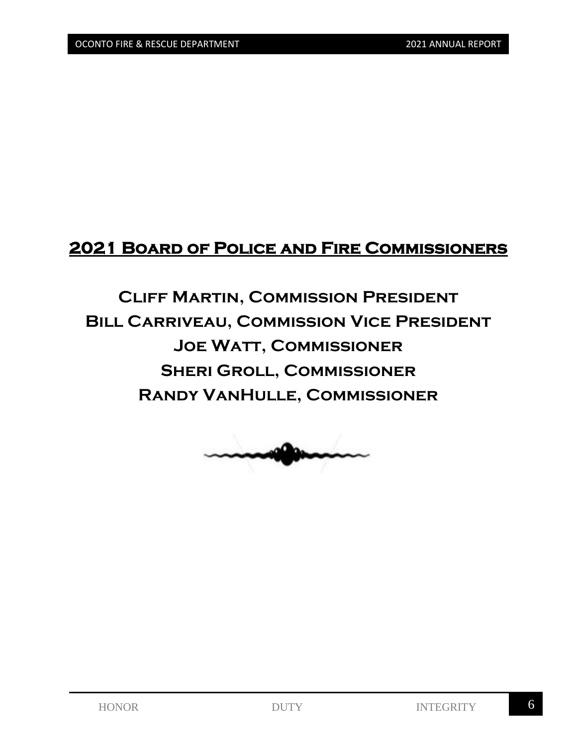## 2021 Board of Police and Fire Commissioners

**Cliff Martin, Commission President**
**Bill Carriveau, Commission Vice President**
**Joe Watt, Commissioner**
**Sheri Groll, Commissioner**
**Randy VanHulle, Commissioner**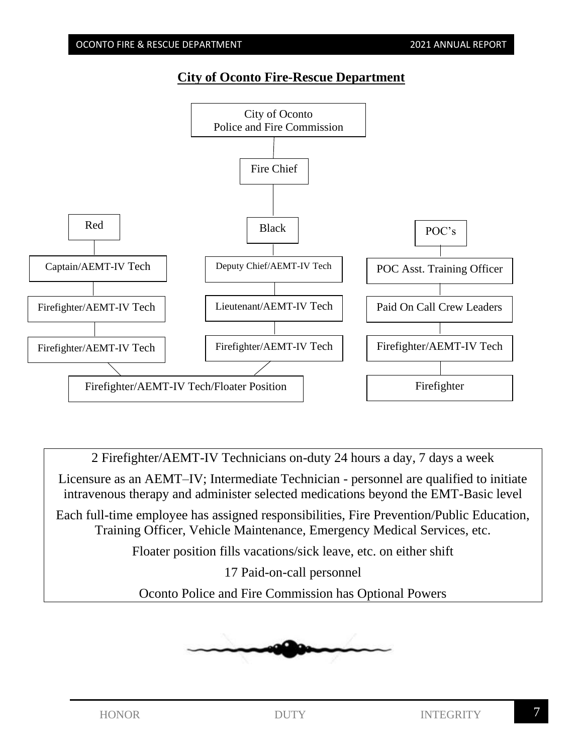## City of Oconto Fire-Rescue Department

City of Oconto
Police and Fire Commission

Fire Chief

| Red | Black | POC's |
|---|---|---|
| Captain/AEMT-IV Tech | Deputy Chief/AEMT-IV Tech | POC Asst. Training Officer |
| Firefighter/AEMT-IV Tech | Lieutenant/AEMT-IV Tech | Paid On Call Crew Leaders |
| Firefighter/AEMT-IV Tech | Firefighter/AEMT-IV Tech | Firefighter/AEMT-IV Tech |
| Firefighter/AEMT-IV Tech/Floater Position | Firefighter/AEMT-IV Tech/Floater Position | Firefighter |

2 Firefighter/AEMT-IV Technicians on-duty 24 hours a day, 7 days a week

Licensure as an AEMT–IV; Intermediate Technician - personnel are qualified to initiate intravenous therapy and administer selected medications beyond the EMT-Basic level

Each full-time employee has assigned responsibilities, Fire Prevention/Public Education, Training Officer, Vehicle Maintenance, Emergency Medical Services, etc.

Floater position fills vacations/sick leave, etc. on either shift

17 Paid-on-call personnel

Oconto Police and Fire Commission has Optional Powers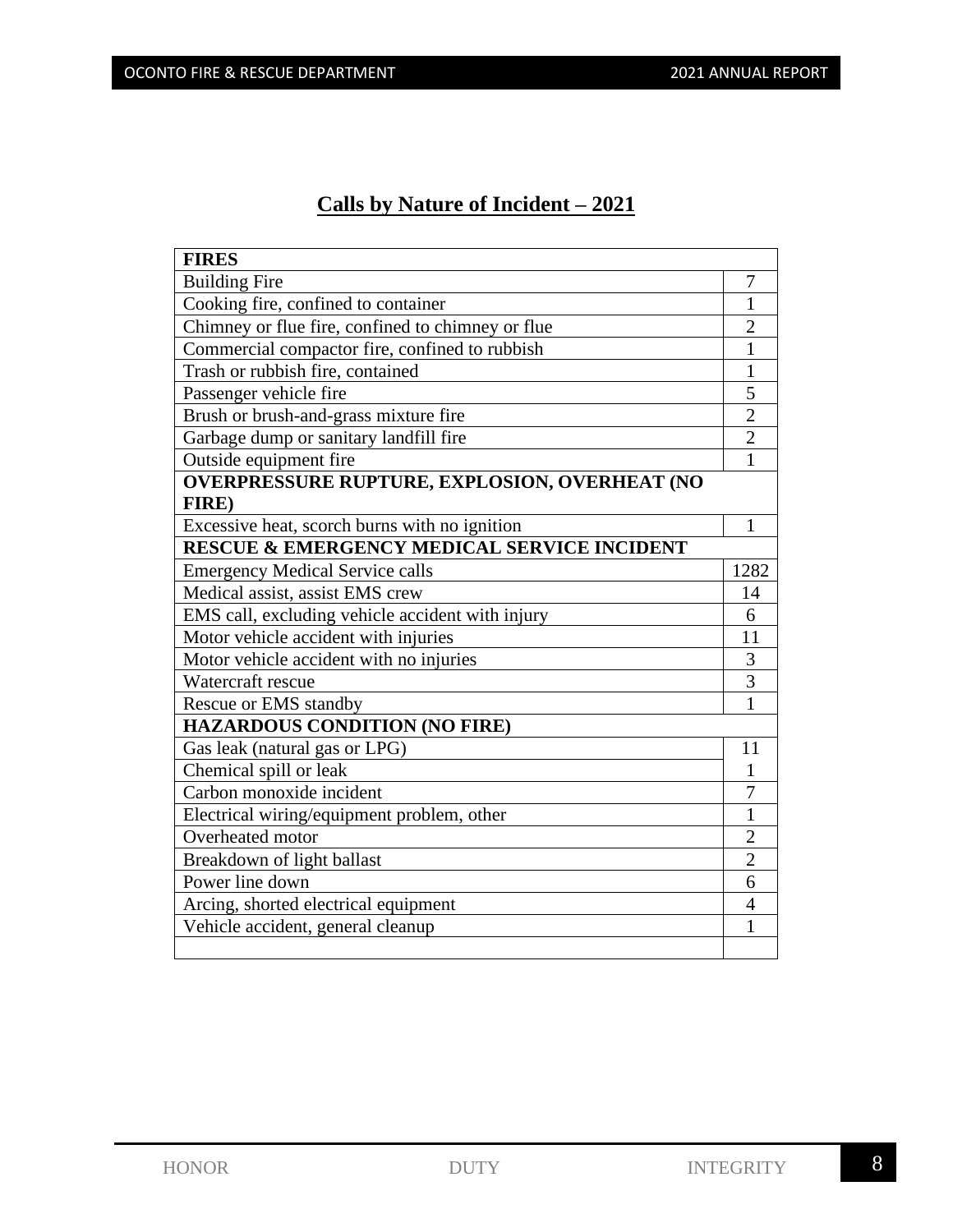## Calls by Nature of Incident – 2021

| FIRES | |
|---|---|
| Building Fire | 7 |
| Cooking fire, confined to container | 1 |
| Chimney or flue fire, confined to chimney or flue | 2 |
| Commercial compactor fire, confined to rubbish | 1 |
| Trash or rubbish fire, contained | 1 |
| Passenger vehicle fire | 5 |
| Brush or brush-and-grass mixture fire | 2 |
| Garbage dump or sanitary landfill fire | 2 |
| Outside equipment fire | 1 |
| **OVERPRESSURE RUPTURE, EXPLOSION, OVERHEAT (NO FIRE)** | |
| Excessive heat, scorch burns with no ignition | 1 |
| **RESCUE & EMERGENCY MEDICAL SERVICE INCIDENT** | |
| Emergency Medical Service calls | 1282 |
| Medical assist, assist EMS crew | 14 |
| EMS call, excluding vehicle accident with injury | 6 |
| Motor vehicle accident with injuries | 11 |
| Motor vehicle accident with no injuries | 3 |
| Watercraft rescue | 3 |
| Rescue or EMS standby | 1 |
| **HAZARDOUS CONDITION (NO FIRE)** | |
| Gas leak (natural gas or LPG) | 11 |
| Chemical spill or leak | 1 |
| Carbon monoxide incident | 7 |
| Electrical wiring/equipment problem, other | 1 |
| Overheated motor | 2 |
| Breakdown of light ballast | 2 |
| Power line down | 6 |
| Arcing, shorted electrical equipment | 4 |
| Vehicle accident, general cleanup | 1 |
| | |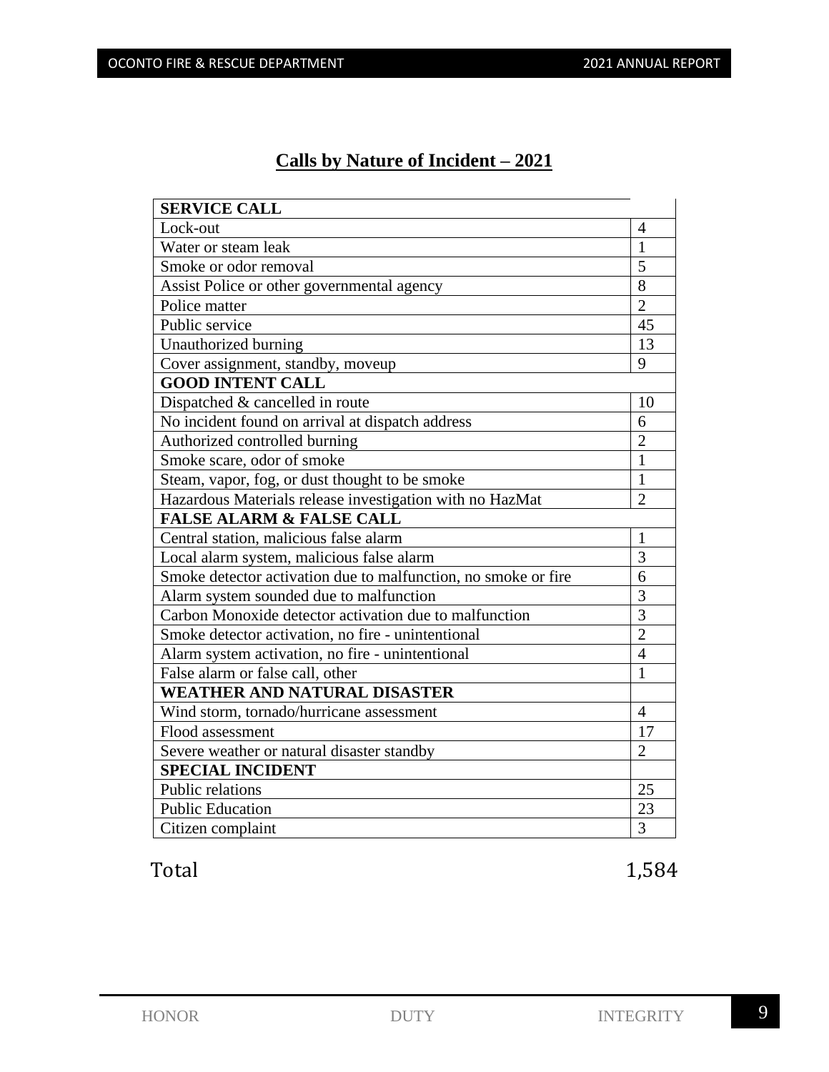## Calls by Nature of Incident – 2021

| **SERVICE CALL** | |
|---|---|
| Lock-out | 4 |
| Water or steam leak | 1 |
| Smoke or odor removal | 5 |
| Assist Police or other governmental agency | 8 |
| Police matter | 2 |
| Public service | 45 |
| Unauthorized burning | 13 |
| Cover assignment, standby, moveup | 9 |
| **GOOD INTENT CALL** | |
| Dispatched & cancelled in route | 10 |
| No incident found on arrival at dispatch address | 6 |
| Authorized controlled burning | 2 |
| Smoke scare, odor of smoke | 1 |
| Steam, vapor, fog, or dust thought to be smoke | 1 |
| Hazardous Materials release investigation with no HazMat | 2 |
| **FALSE ALARM & FALSE CALL** | |
| Central station, malicious false alarm | 1 |
| Local alarm system, malicious false alarm | 3 |
| Smoke detector activation due to malfunction, no smoke or fire | 6 |
| Alarm system sounded due to malfunction | 3 |
| Carbon Monoxide detector activation due to malfunction | 3 |
| Smoke detector activation, no fire - unintentional | 2 |
| Alarm system activation, no fire - unintentional | 4 |
| False alarm or false call, other | 1 |
| **WEATHER AND NATURAL DISASTER** | |
| Wind storm, tornado/hurricane assessment | 4 |
| Flood assessment | 17 |
| Severe weather or natural disaster standby | 2 |
| **SPECIAL INCIDENT** | |
| Public relations | 25 |
| Public Education | 23 |
| Citizen complaint | 3 |

Total 1,584

HONOR DUTY INTEGRITY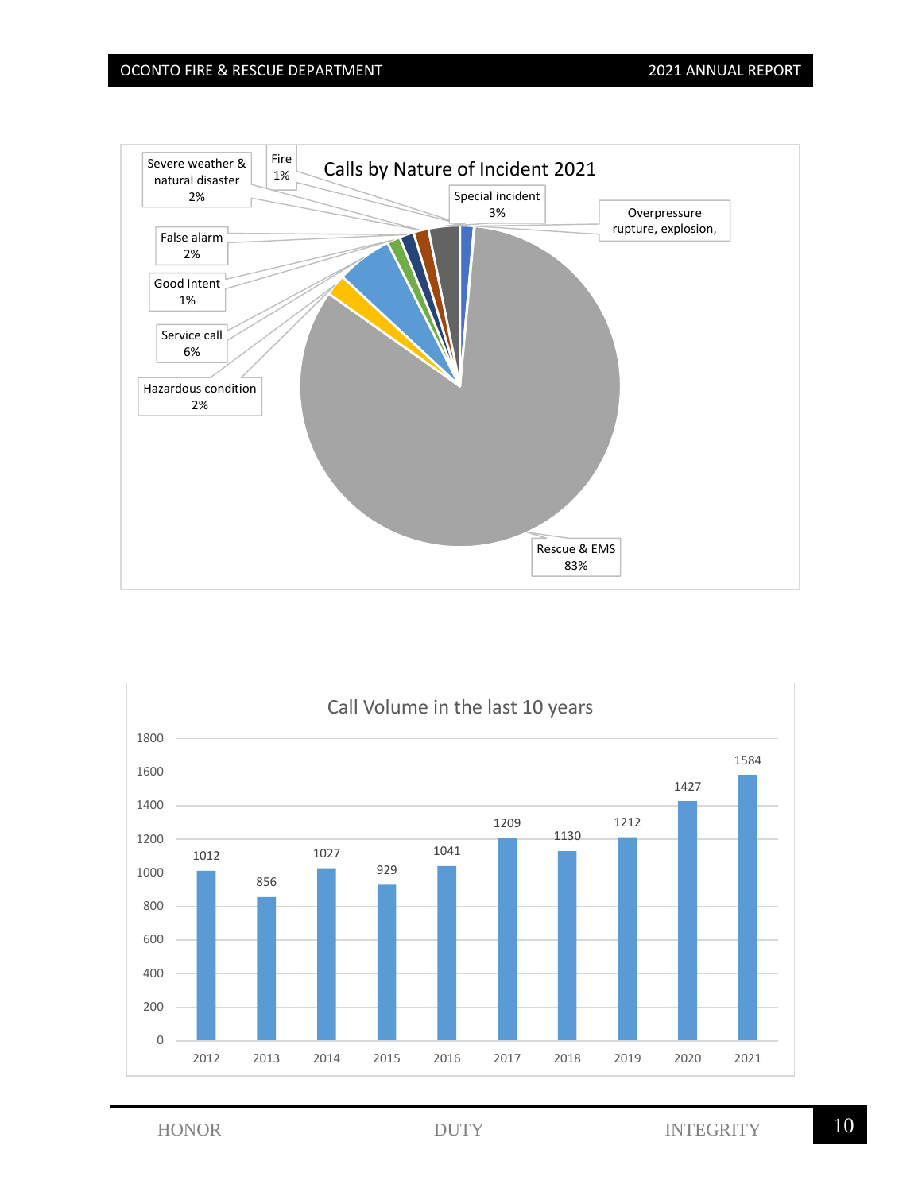## Calls by Nature of Incident 2021

| Nature of Incident | Percent |
|---|---|
| Fire | 1% |
| Overpressure rupture, explosion, | |
| Rescue & EMS | 83% |
| Hazardous condition | 2% |
| Service call | 6% |
| Good Intent | 1% |
| False alarm | 2% |
| Severe weather & natural disaster | 2% |
| Special incident | 3% |

## Call Volume in the last 10 years

| Year | Calls |
|---|---|
| 2012 | 1012 |
| 2013 | 856 |
| 2014 | 1027 |
| 2015 | 929 |
| 2016 | 1041 |
| 2017 | 1209 |
| 2018 | 1130 |
| 2019 | 1212 |
| 2020 | 1427 |
| 2021 | 1584 |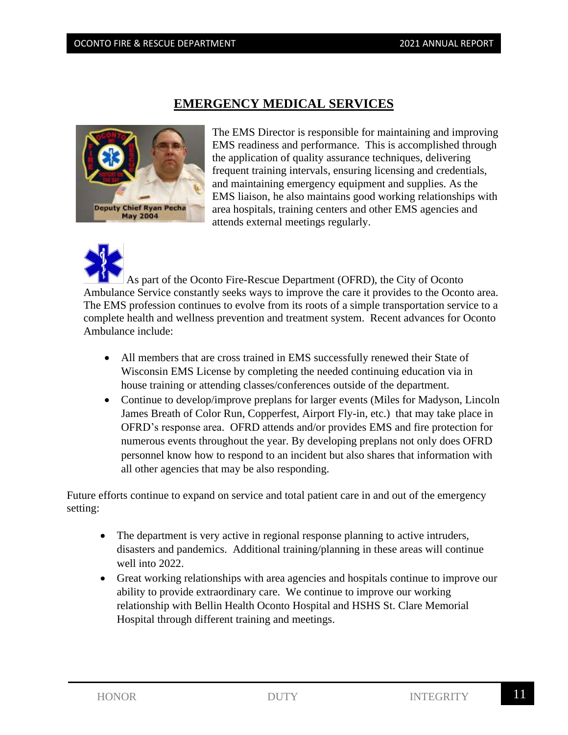# EMERGENCY MEDICAL SERVICES

Deputy Chief Ryan Pecha
May 2004

The EMS Director is responsible for maintaining and improving EMS readiness and performance. This is accomplished through the application of quality assurance techniques, delivering frequent training intervals, ensuring licensing and credentials, and maintaining emergency equipment and supplies. As the EMS liaison, he also maintains good working relationships with area hospitals, training centers and other EMS agencies and attends external meetings regularly.

As part of the Oconto Fire-Rescue Department (OFRD), the City of Oconto Ambulance Service constantly seeks ways to improve the care it provides to the Oconto area. The EMS profession continues to evolve from its roots of a simple transportation service to a complete health and wellness prevention and treatment system. Recent advances for Oconto Ambulance include:

- All members that are cross trained in EMS successfully renewed their State of Wisconsin EMS License by completing the needed continuing education via in house training or attending classes/conferences outside of the department.
- Continue to develop/improve preplans for larger events (Miles for Madyson, Lincoln James Breath of Color Run, Copperfest, Airport Fly-in, etc.) that may take place in OFRD's response area. OFRD attends and/or provides EMS and fire protection for numerous events throughout the year. By developing preplans not only does OFRD personnel know how to respond to an incident but also shares that information with all other agencies that may be also responding.

Future efforts continue to expand on service and total patient care in and out of the emergency setting:

- The department is very active in regional response planning to active intruders, disasters and pandemics. Additional training/planning in these areas will continue well into 2022.
- Great working relationships with area agencies and hospitals continue to improve our ability to provide extraordinary care. We continue to improve our working relationship with Bellin Health Oconto Hospital and HSHS St. Clare Memorial Hospital through different training and meetings.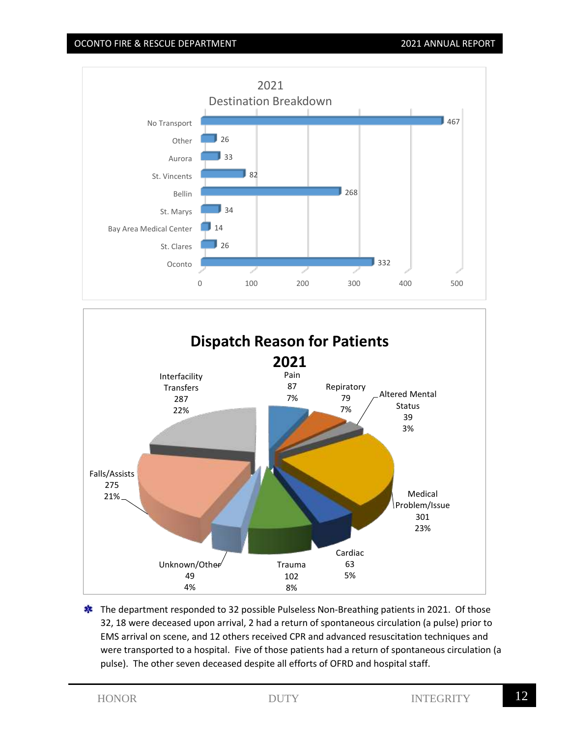## 2021 Destination Breakdown

| Destination | Count |
|---|---|
| No Transport | 467 |
| Other | 26 |
| Aurora | 33 |
| St. Vincents | 82 |
| Bellin | 268 |
| St. Marys | 34 |
| Bay Area Medical Center | 14 |
| St. Clares | 26 |
| Oconto | 332 |

## Dispatch Reason for Patients 2021

| Reason | Count | Percent |
|---|---|---|
| Interfacility Transfers | 287 | 22% |
| Pain | 87 | 7% |
| Repiratory | 79 | 7% |
| Altered Mental Status | 39 | 3% |
| Medical Problem/Issue | 301 | 23% |
| Cardiac | 63 | 5% |
| Trauma | 102 | 8% |
| Unknown/Other | 49 | 4% |
| Falls/Assists | 275 | 21% |

- The department responded to 32 possible Pulseless Non-Breathing patients in 2021. Of those 32, 18 were deceased upon arrival, 2 had a return of spontaneous circulation (a pulse) prior to EMS arrival on scene, and 12 others received CPR and advanced resuscitation techniques and were transported to a hospital. Five of those patients had a return of spontaneous circulation (a pulse). The other seven deceased despite all efforts of OFRD and hospital staff.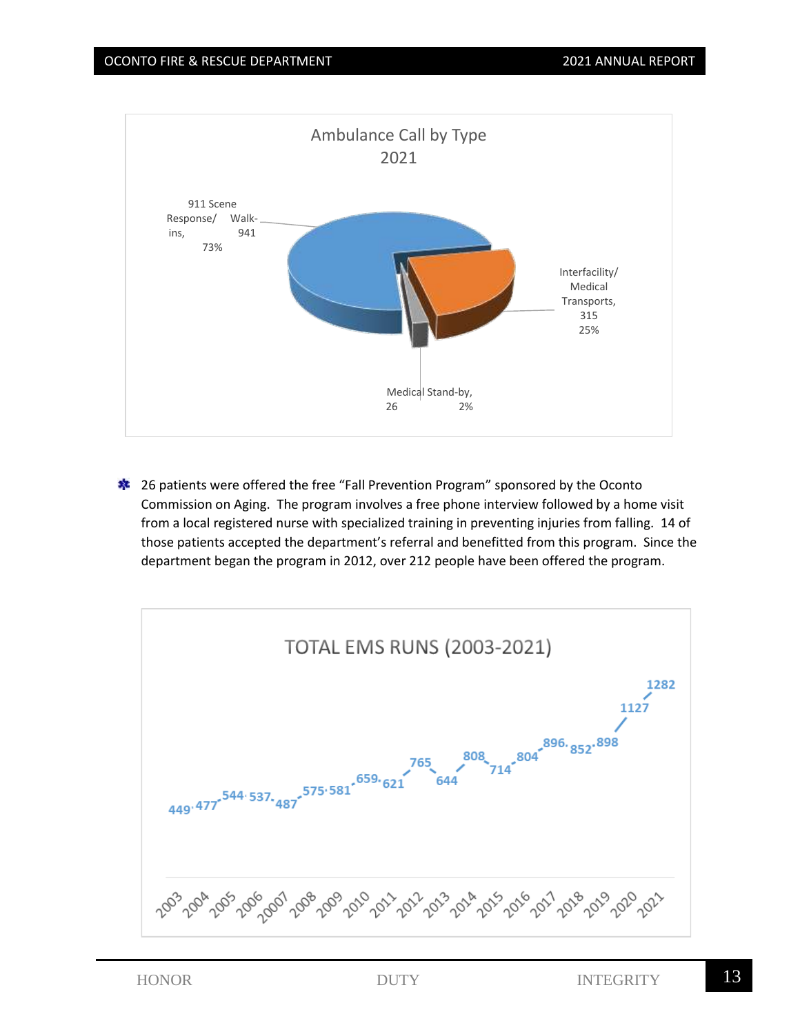**Ambulance Call by Type 2021**

| Type | Count | Percent |
|---|---|---|
| 911 Scene Response/ Walk-ins | 941 | 73% |
| Interfacility/ Medical Transports | 315 | 25% |
| Medical Stand-by | 26 | 2% |

- 26 patients were offered the free "Fall Prevention Program" sponsored by the Oconto Commission on Aging. The program involves a free phone interview followed by a home visit from a local registered nurse with specialized training in preventing injuries from falling. 14 of those patients accepted the department's referral and benefitted from this program. Since the department began the program in 2012, over 212 people have been offered the program.

**TOTAL EMS RUNS (2003-2021)**

| Year | Runs |
|---|---|
| 2003 | 449 |
| 2004 | 477 |
| 2005 | 544 |
| 2006 | 537 |
| 20007 | 487 |
| 2008 | 575 |
| 2009 | 581 |
| 2010 | 659 |
| 2011 | 621 |
| 2012 | 765 |
| 2013 | 644 |
| 2014 | 808 |
| 2015 | 714 |
| 2016 | 804 |
| 2017 | 896 |
| 2018 | 852 |
| 2019 | 898 |
| 2020 | 1127 |
| 2021 | 1282 |

HONOR DUTY INTEGRITY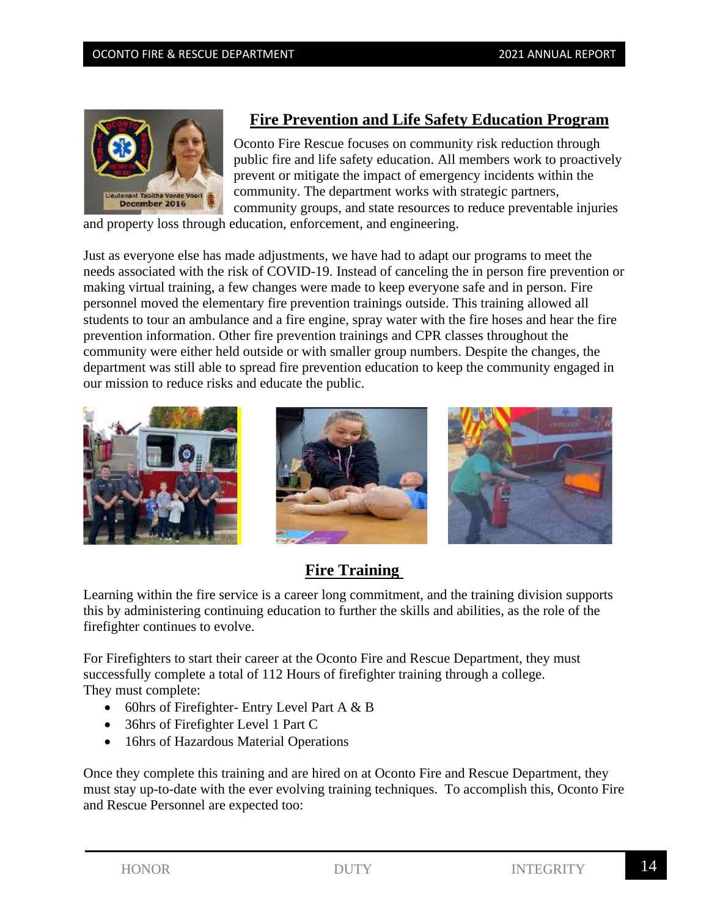## Fire Prevention and Life Safety Education Program

Oconto Fire Rescue focuses on community risk reduction through public fire and life safety education. All members work to proactively prevent or mitigate the impact of emergency incidents within the community. The department works with strategic partners, community groups, and state resources to reduce preventable injuries and property loss through education, enforcement, and engineering.

Just as everyone else has made adjustments, we have had to adapt our programs to meet the needs associated with the risk of COVID-19. Instead of canceling the in person fire prevention or making virtual training, a few changes were made to keep everyone safe and in person. Fire personnel moved the elementary fire prevention trainings outside. This training allowed all students to tour an ambulance and a fire engine, spray water with the fire hoses and hear the fire prevention information. Other fire prevention trainings and CPR classes throughout the community were either held outside or with smaller group numbers. Despite the changes, the department was still able to spread fire prevention education to keep the community engaged in our mission to reduce risks and educate the public.

## Fire Training

Learning within the fire service is a career long commitment, and the training division supports this by administering continuing education to further the skills and abilities, as the role of the firefighter continues to evolve.

For Firefighters to start their career at the Oconto Fire and Rescue Department, they must successfully complete a total of 112 Hours of firefighter training through a college. They must complete:

- 60hrs of Firefighter- Entry Level Part A & B
- 36hrs of Firefighter Level 1 Part C
- 16hrs of Hazardous Material Operations

Once they complete this training and are hired on at Oconto Fire and Rescue Department, they must stay up-to-date with the ever evolving training techniques. To accomplish this, Oconto Fire and Rescue Personnel are expected too: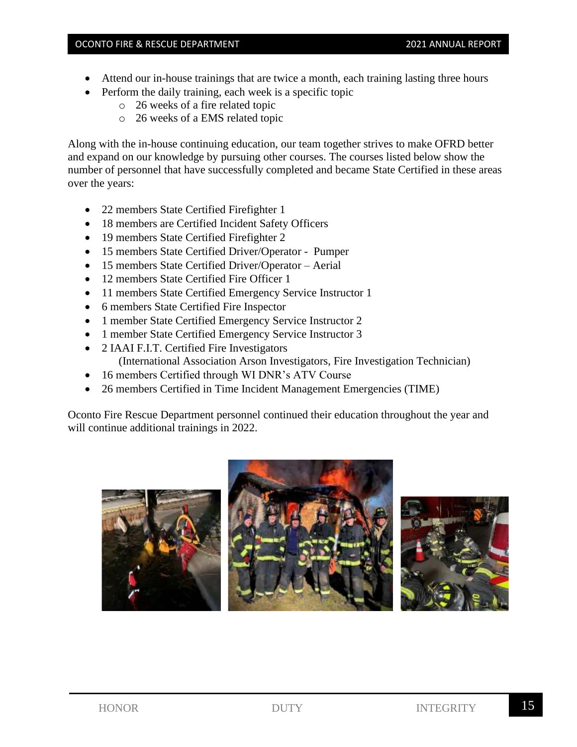- Attend our in-house trainings that are twice a month, each training lasting three hours
- Perform the daily training, each week is a specific topic
    - 26 weeks of a fire related topic
    - 26 weeks of a EMS related topic

Along with the in-house continuing education, our team together strives to make OFRD better and expand on our knowledge by pursuing other courses. The courses listed below show the number of personnel that have successfully completed and became State Certified in these areas over the years:

- 22 members State Certified Firefighter 1
- 18 members are Certified Incident Safety Officers
- 19 members State Certified Firefighter 2
- 15 members State Certified Driver/Operator - Pumper
- 15 members State Certified Driver/Operator – Aerial
- 12 members State Certified Fire Officer 1
- 11 members State Certified Emergency Service Instructor 1
- 6 members State Certified Fire Inspector
- 1 member State Certified Emergency Service Instructor 2
- 1 member State Certified Emergency Service Instructor 3
- 2 IAAI F.I.T. Certified Fire Investigators
  (International Association Arson Investigators, Fire Investigation Technician)
- 16 members Certified through WI DNR's ATV Course
- 26 members Certified in Time Incident Management Emergencies (TIME)

Oconto Fire Rescue Department personnel continued their education throughout the year and will continue additional trainings in 2022.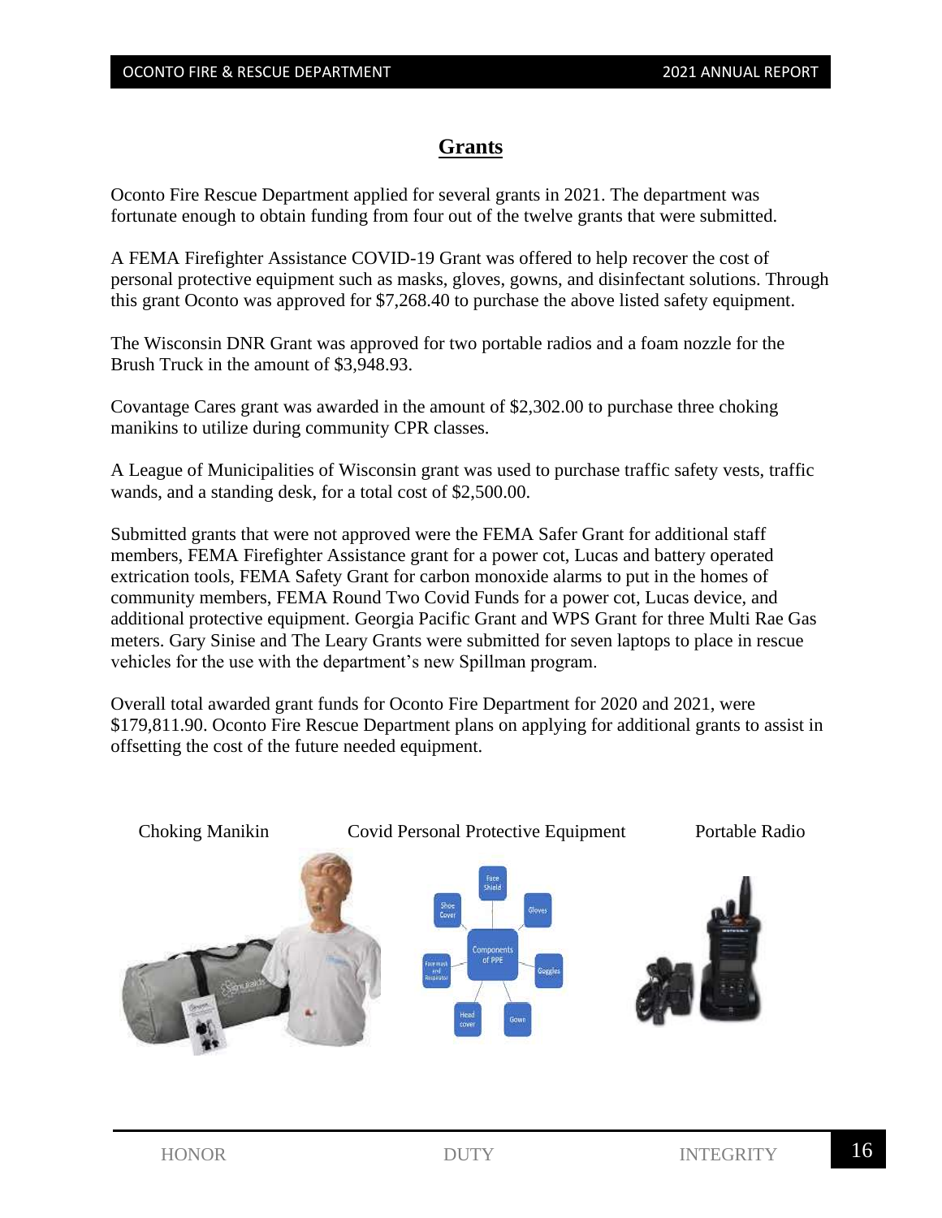## Grants

Oconto Fire Rescue Department applied for several grants in 2021. The department was fortunate enough to obtain funding from four out of the twelve grants that were submitted.

A FEMA Firefighter Assistance COVID-19 Grant was offered to help recover the cost of personal protective equipment such as masks, gloves, gowns, and disinfectant solutions. Through this grant Oconto was approved for $7,268.40 to purchase the above listed safety equipment.

The Wisconsin DNR Grant was approved for two portable radios and a foam nozzle for the Brush Truck in the amount of $3,948.93.

Covantage Cares grant was awarded in the amount of $2,302.00 to purchase three choking manikins to utilize during community CPR classes.

A League of Municipalities of Wisconsin grant was used to purchase traffic safety vests, traffic wands, and a standing desk, for a total cost of $2,500.00.

Submitted grants that were not approved were the FEMA Safer Grant for additional staff members, FEMA Firefighter Assistance grant for a power cot, Lucas and battery operated extrication tools, FEMA Safety Grant for carbon monoxide alarms to put in the homes of community members, FEMA Round Two Covid Funds for a power cot, Lucas device, and additional protective equipment. Georgia Pacific Grant and WPS Grant for three Multi Rae Gas meters. Gary Sinise and The Leary Grants were submitted for seven laptops to place in rescue vehicles for the use with the department's new Spillman program.

Overall total awarded grant funds for Oconto Fire Department for 2020 and 2021, were $179,811.90. Oconto Fire Rescue Department plans on applying for additional grants to assist in offsetting the cost of the future needed equipment.

Choking Manikin

Covid Personal Protective Equipment

Portable Radio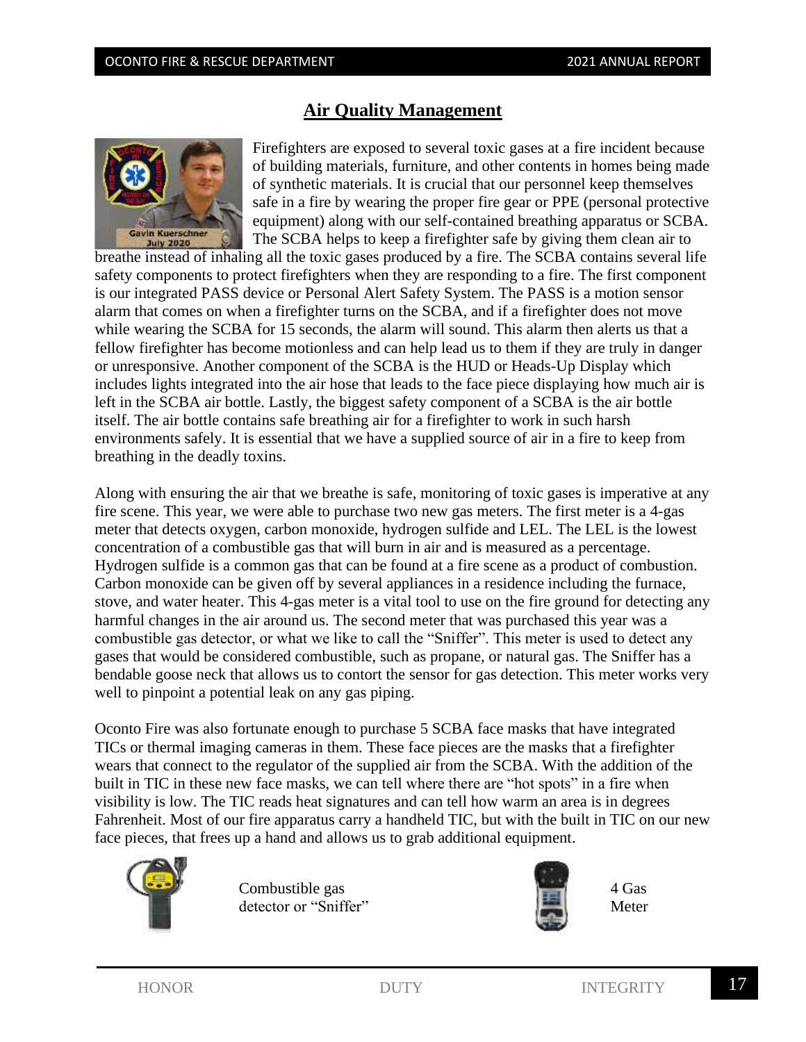## Air Quality Management

Gavin Kuerschner
July 2020

Firefighters are exposed to several toxic gases at a fire incident because of building materials, furniture, and other contents in homes being made of synthetic materials. It is crucial that our personnel keep themselves safe in a fire by wearing the proper fire gear or PPE (personal protective equipment) along with our self-contained breathing apparatus or SCBA. The SCBA helps to keep a firefighter safe by giving them clean air to breathe instead of inhaling all the toxic gases produced by a fire. The SCBA contains several life safety components to protect firefighters when they are responding to a fire. The first component is our integrated PASS device or Personal Alert Safety System. The PASS is a motion sensor alarm that comes on when a firefighter turns on the SCBA, and if a firefighter does not move while wearing the SCBA for 15 seconds, the alarm will sound. This alarm then alerts us that a fellow firefighter has become motionless and can help lead us to them if they are truly in danger or unresponsive. Another component of the SCBA is the HUD or Heads-Up Display which includes lights integrated into the air hose that leads to the face piece displaying how much air is left in the SCBA air bottle. Lastly, the biggest safety component of a SCBA is the air bottle itself. The air bottle contains safe breathing air for a firefighter to work in such harsh environments safely. It is essential that we have a supplied source of air in a fire to keep from breathing in the deadly toxins.

Along with ensuring the air that we breathe is safe, monitoring of toxic gases is imperative at any fire scene. This year, we were able to purchase two new gas meters. The first meter is a 4-gas meter that detects oxygen, carbon monoxide, hydrogen sulfide and LEL. The LEL is the lowest concentration of a combustible gas that will burn in air and is measured as a percentage. Hydrogen sulfide is a common gas that can be found at a fire scene as a product of combustion. Carbon monoxide can be given off by several appliances in a residence including the furnace, stove, and water heater. This 4-gas meter is a vital tool to use on the fire ground for detecting any harmful changes in the air around us. The second meter that was purchased this year was a combustible gas detector, or what we like to call the "Sniffer". This meter is used to detect any gases that would be considered combustible, such as propane, or natural gas. The Sniffer has a bendable goose neck that allows us to contort the sensor for gas detection. This meter works very well to pinpoint a potential leak on any gas piping.

Oconto Fire was also fortunate enough to purchase 5 SCBA face masks that have integrated TICs or thermal imaging cameras in them. These face pieces are the masks that a firefighter wears that connect to the regulator of the supplied air from the SCBA. With the addition of the built in TIC in these new face masks, we can tell where there are "hot spots" in a fire when visibility is low. The TIC reads heat signatures and can tell how warm an area is in degrees Fahrenheit. Most of our fire apparatus carry a handheld TIC, but with the built in TIC on our new face pieces, that frees up a hand and allows us to grab additional equipment.

Combustible gas detector or "Sniffer"

4 Gas Meter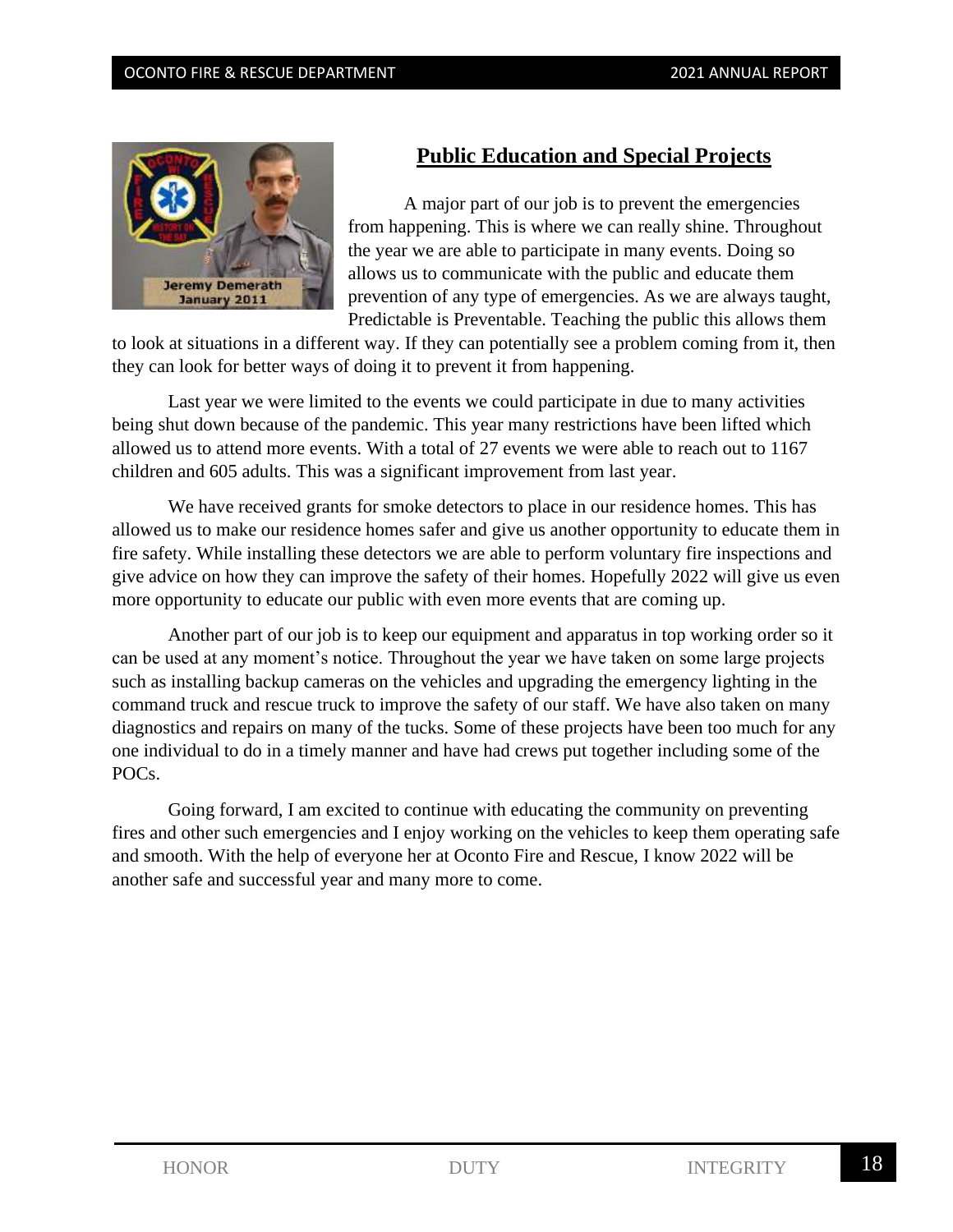## Public Education and Special Projects

A major part of our job is to prevent the emergencies from happening. This is where we can really shine. Throughout the year we are able to participate in many events. Doing so allows us to communicate with the public and educate them prevention of any type of emergencies. As we are always taught, Predictable is Preventable. Teaching the public this allows them to look at situations in a different way. If they can potentially see a problem coming from it, then they can look for better ways of doing it to prevent it from happening.

Last year we were limited to the events we could participate in due to many activities being shut down because of the pandemic. This year many restrictions have been lifted which allowed us to attend more events. With a total of 27 events we were able to reach out to 1167 children and 605 adults. This was a significant improvement from last year.

We have received grants for smoke detectors to place in our residence homes. This has allowed us to make our residence homes safer and give us another opportunity to educate them in fire safety. While installing these detectors we are able to perform voluntary fire inspections and give advice on how they can improve the safety of their homes. Hopefully 2022 will give us even more opportunity to educate our public with even more events that are coming up.

Another part of our job is to keep our equipment and apparatus in top working order so it can be used at any moment's notice. Throughout the year we have taken on some large projects such as installing backup cameras on the vehicles and upgrading the emergency lighting in the command truck and rescue truck to improve the safety of our staff. We have also taken on many diagnostics and repairs on many of the tucks. Some of these projects have been too much for any one individual to do in a timely manner and have had crews put together including some of the POCs.

Going forward, I am excited to continue with educating the community on preventing fires and other such emergencies and I enjoy working on the vehicles to keep them operating safe and smooth. With the help of everyone her at Oconto Fire and Rescue, I know 2022 will be another safe and successful year and many more to come.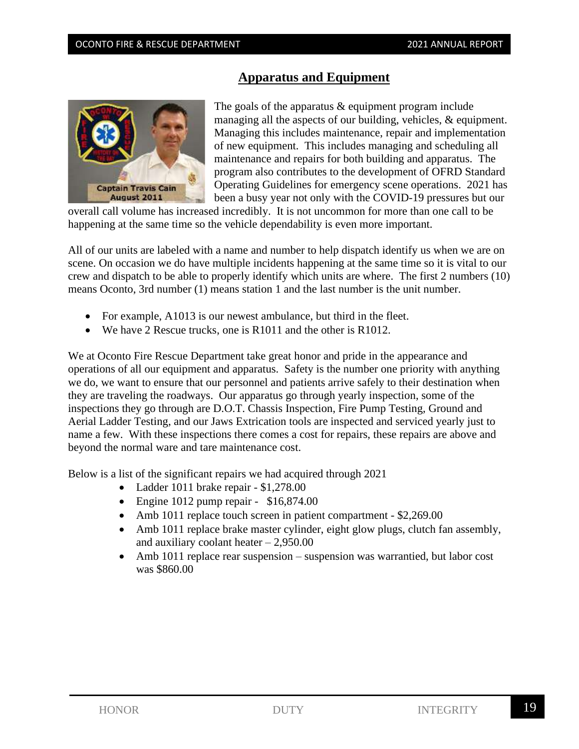## Apparatus and Equipment

The goals of the apparatus & equipment program include managing all the aspects of our building, vehicles, & equipment. Managing this includes maintenance, repair and implementation of new equipment. This includes managing and scheduling all maintenance and repairs for both building and apparatus. The program also contributes to the development of OFRD Standard Operating Guidelines for emergency scene operations. 2021 has been a busy year not only with the COVID-19 pressures but our overall call volume has increased incredibly. It is not uncommon for more than one call to be happening at the same time so the vehicle dependability is even more important.

All of our units are labeled with a name and number to help dispatch identify us when we are on scene. On occasion we do have multiple incidents happening at the same time so it is vital to our crew and dispatch to be able to properly identify which units are where. The first 2 numbers (10) means Oconto, 3rd number (1) means station 1 and the last number is the unit number.

- For example, A1013 is our newest ambulance, but third in the fleet.
- We have 2 Rescue trucks, one is R1011 and the other is R1012.

We at Oconto Fire Rescue Department take great honor and pride in the appearance and operations of all our equipment and apparatus. Safety is the number one priority with anything we do, we want to ensure that our personnel and patients arrive safely to their destination when they are traveling the roadways. Our apparatus go through yearly inspection, some of the inspections they go through are D.O.T. Chassis Inspection, Fire Pump Testing, Ground and Aerial Ladder Testing, and our Jaws Extrication tools are inspected and serviced yearly just to name a few. With these inspections there comes a cost for repairs, these repairs are above and beyond the normal ware and tare maintenance cost.

Below is a list of the significant repairs we had acquired through 2021

- Ladder 1011 brake repair - $1,278.00
- Engine 1012 pump repair - $16,874.00
- Amb 1011 replace touch screen in patient compartment - $2,269.00
- Amb 1011 replace brake master cylinder, eight glow plugs, clutch fan assembly, and auxiliary coolant heater – 2,950.00
- Amb 1011 replace rear suspension – suspension was warrantied, but labor cost was $860.00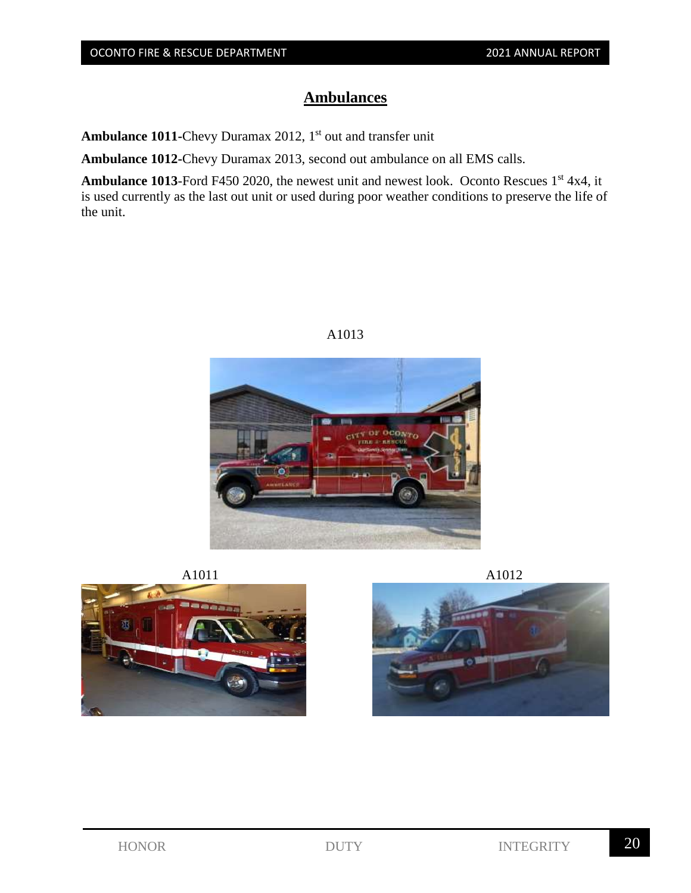# Ambulances

**Ambulance 1011**-Chevy Duramax 2012, 1st out and transfer unit

**Ambulance 1012**-Chevy Duramax 2013, second out ambulance on all EMS calls.

**Ambulance 1013**-Ford F450 2020, the newest unit and newest look. Oconto Rescues 1st 4x4, it is used currently as the last out unit or used during poor weather conditions to preserve the life of the unit.

A1013

A1011

A1012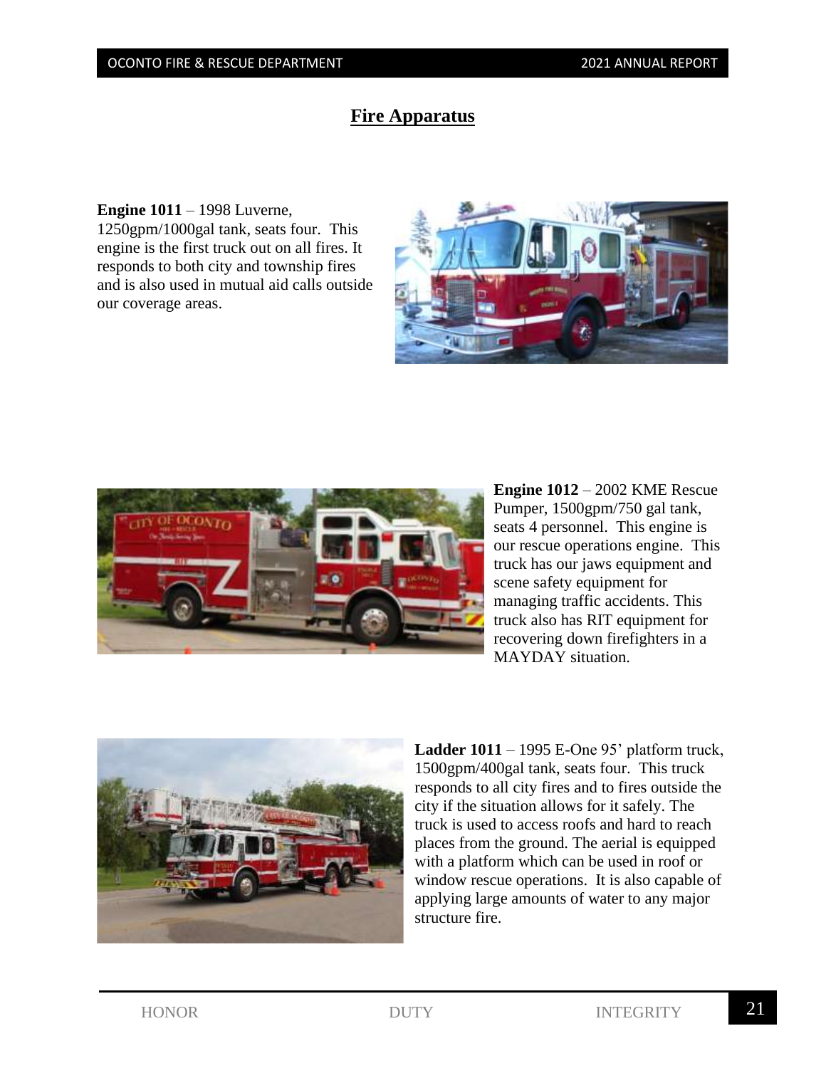# Fire Apparatus

**Engine 1011** – 1998 Luverne, 1250gpm/1000gal tank, seats four. This engine is the first truck out on all fires. It responds to both city and township fires and is also used in mutual aid calls outside our coverage areas.

**Engine 1012** – 2002 KME Rescue Pumper, 1500gpm/750 gal tank, seats 4 personnel. This engine is our rescue operations engine. This truck has our jaws equipment and scene safety equipment for managing traffic accidents. This truck also has RIT equipment for recovering down firefighters in a MAYDAY situation.

**Ladder 1011** – 1995 E-One 95' platform truck, 1500gpm/400gal tank, seats four. This truck responds to all city fires and to fires outside the city if the situation allows for it safely. The truck is used to access roofs and hard to reach places from the ground. The aerial is equipped with a platform which can be used in roof or window rescue operations. It is also capable of applying large amounts of water to any major structure fire.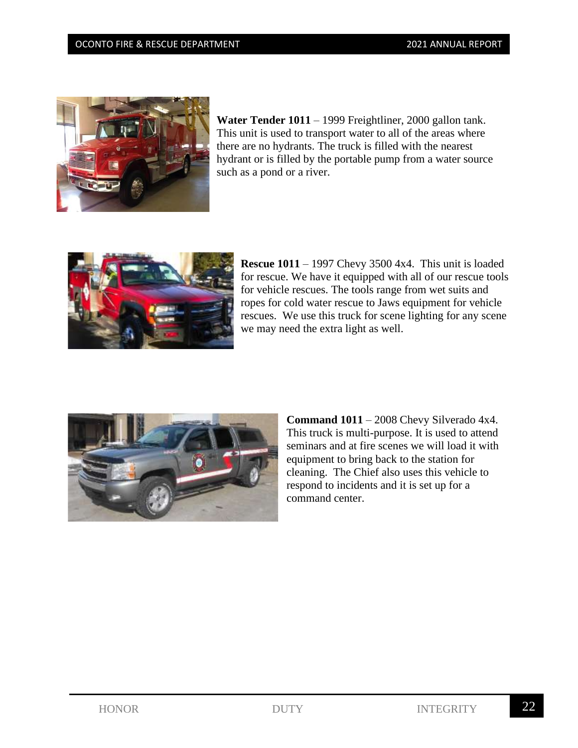**Water Tender 1011** – 1999 Freightliner, 2000 gallon tank. This unit is used to transport water to all of the areas where there are no hydrants. The truck is filled with the nearest hydrant or is filled by the portable pump from a water source such as a pond or a river.

**Rescue 1011** – 1997 Chevy 3500 4x4. This unit is loaded for rescue. We have it equipped with all of our rescue tools for vehicle rescues. The tools range from wet suits and ropes for cold water rescue to Jaws equipment for vehicle rescues. We use this truck for scene lighting for any scene we may need the extra light as well.

**Command 1011** – 2008 Chevy Silverado 4x4. This truck is multi-purpose. It is used to attend seminars and at fire scenes we will load it with equipment to bring back to the station for cleaning. The Chief also uses this vehicle to respond to incidents and it is set up for a command center.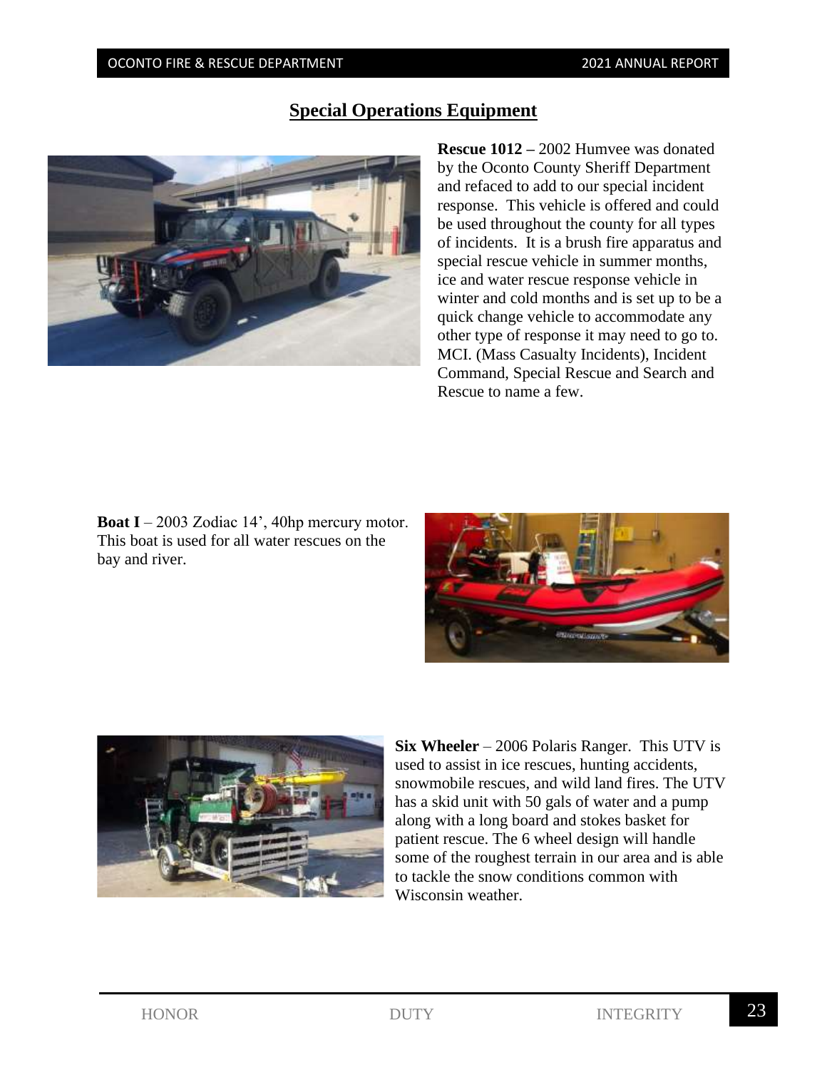## Special Operations Equipment

**Rescue 1012 –** 2002 Humvee was donated by the Oconto County Sheriff Department and refaced to add to our special incident response. This vehicle is offered and could be used throughout the county for all types of incidents. It is a brush fire apparatus and special rescue vehicle in summer months, ice and water rescue response vehicle in winter and cold months and is set up to be a quick change vehicle to accommodate any other type of response it may need to go to. MCI. (Mass Casualty Incidents), Incident Command, Special Rescue and Search and Rescue to name a few.

**Boat I** – 2003 Zodiac 14', 40hp mercury motor. This boat is used for all water rescues on the bay and river.

**Six Wheeler** – 2006 Polaris Ranger. This UTV is used to assist in ice rescues, hunting accidents, snowmobile rescues, and wild land fires. The UTV has a skid unit with 50 gals of water and a pump along with a long board and stokes basket for patient rescue. The 6 wheel design will handle some of the roughest terrain in our area and is able to tackle the snow conditions common with Wisconsin weather.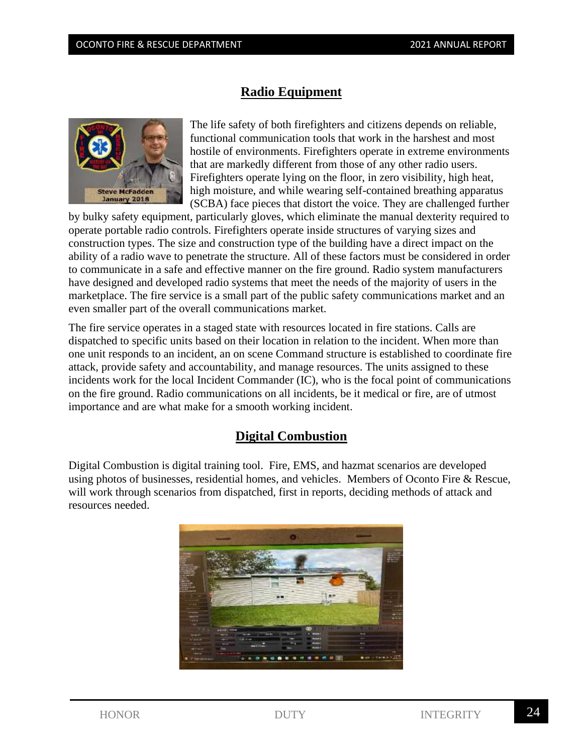## Radio Equipment

The life safety of both firefighters and citizens depends on reliable, functional communication tools that work in the harshest and most hostile of environments. Firefighters operate in extreme environments that are markedly different from those of any other radio users. Firefighters operate lying on the floor, in zero visibility, high heat, high moisture, and while wearing self-contained breathing apparatus (SCBA) face pieces that distort the voice. They are challenged further by bulky safety equipment, particularly gloves, which eliminate the manual dexterity required to operate portable radio controls. Firefighters operate inside structures of varying sizes and construction types. The size and construction type of the building have a direct impact on the ability of a radio wave to penetrate the structure. All of these factors must be considered in order to communicate in a safe and effective manner on the fire ground. Radio system manufacturers have designed and developed radio systems that meet the needs of the majority of users in the marketplace. The fire service is a small part of the public safety communications market and an even smaller part of the overall communications market.

The fire service operates in a staged state with resources located in fire stations. Calls are dispatched to specific units based on their location in relation to the incident. When more than one unit responds to an incident, an on scene Command structure is established to coordinate fire attack, provide safety and accountability, and manage resources. The units assigned to these incidents work for the local Incident Commander (IC), who is the focal point of communications on the fire ground. Radio communications on all incidents, be it medical or fire, are of utmost importance and are what make for a smooth working incident.

## Digital Combustion

Digital Combustion is digital training tool. Fire, EMS, and hazmat scenarios are developed using photos of businesses, residential homes, and vehicles. Members of Oconto Fire & Rescue, will work through scenarios from dispatched, first in reports, deciding methods of attack and resources needed.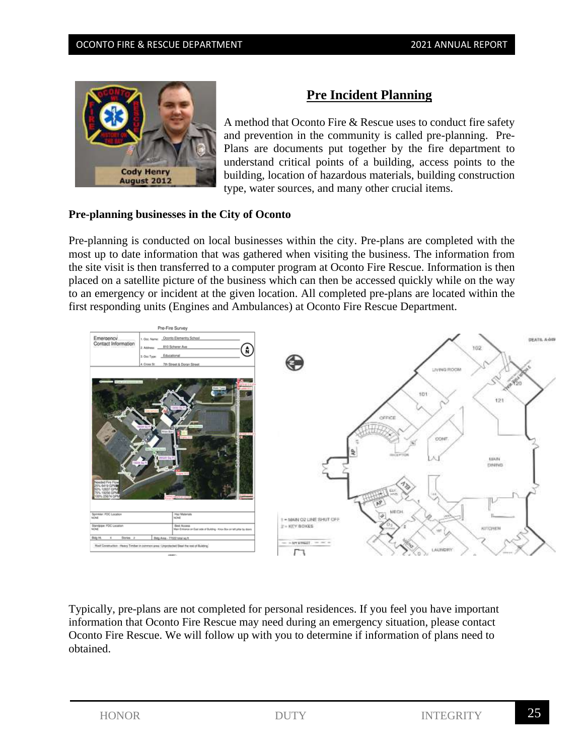## Pre Incident Planning

A method that Oconto Fire & Rescue uses to conduct fire safety and prevention in the community is called pre-planning. Pre-Plans are documents put together by the fire department to understand critical points of a building, access points to the building, location of hazardous materials, building construction type, water sources, and many other crucial items.

**Pre-planning businesses in the City of Oconto**

Pre-planning is conducted on local businesses within the city. Pre-plans are completed with the most up to date information that was gathered when visiting the business. The information from the site visit is then transferred to a computer program at Oconto Fire Rescue. Information is then placed on a satellite picture of the business which can then be accessed quickly while on the way to an emergency or incident at the given location. All completed pre-plans are located within the first responding units (Engines and Ambulances) at Oconto Fire Rescue Department.

Typically, pre-plans are not completed for personal residences. If you feel you have important information that Oconto Fire Rescue may need during an emergency situation, please contact Oconto Fire Rescue. We will follow up with you to determine if information of plans need to obtained.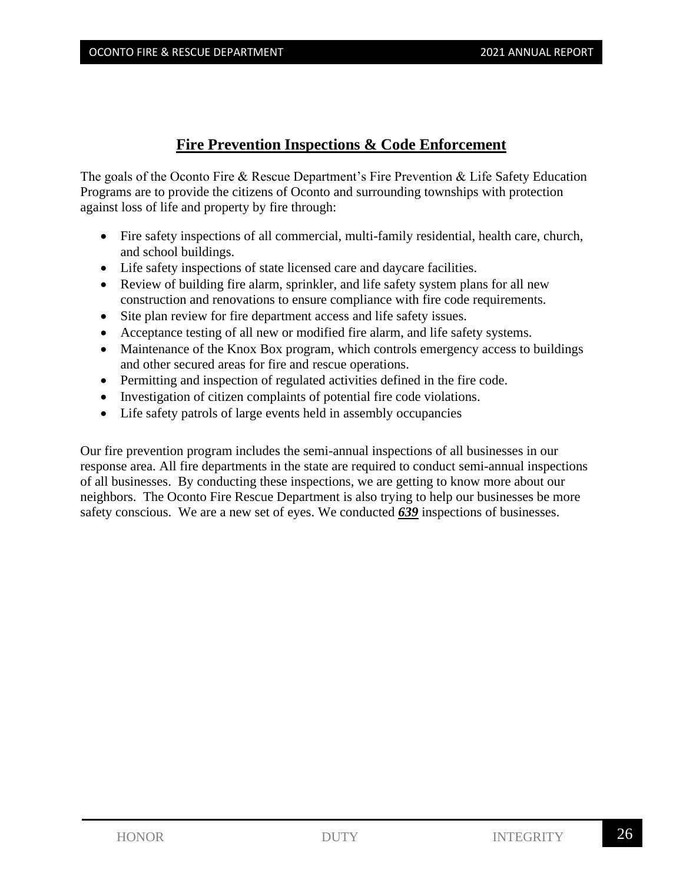## Fire Prevention Inspections & Code Enforcement

The goals of the Oconto Fire & Rescue Department's Fire Prevention & Life Safety Education Programs are to provide the citizens of Oconto and surrounding townships with protection against loss of life and property by fire through:

- Fire safety inspections of all commercial, multi-family residential, health care, church, and school buildings.
- Life safety inspections of state licensed care and daycare facilities.
- Review of building fire alarm, sprinkler, and life safety system plans for all new construction and renovations to ensure compliance with fire code requirements.
- Site plan review for fire department access and life safety issues.
- Acceptance testing of all new or modified fire alarm, and life safety systems.
- Maintenance of the Knox Box program, which controls emergency access to buildings and other secured areas for fire and rescue operations.
- Permitting and inspection of regulated activities defined in the fire code.
- Investigation of citizen complaints of potential fire code violations.
- Life safety patrols of large events held in assembly occupancies

Our fire prevention program includes the semi-annual inspections of all businesses in our response area. All fire departments in the state are required to conduct semi-annual inspections of all businesses. By conducting these inspections, we are getting to know more about our neighbors. The Oconto Fire Rescue Department is also trying to help our businesses be more safety conscious. We are a new set of eyes. We conducted ***639*** inspections of businesses.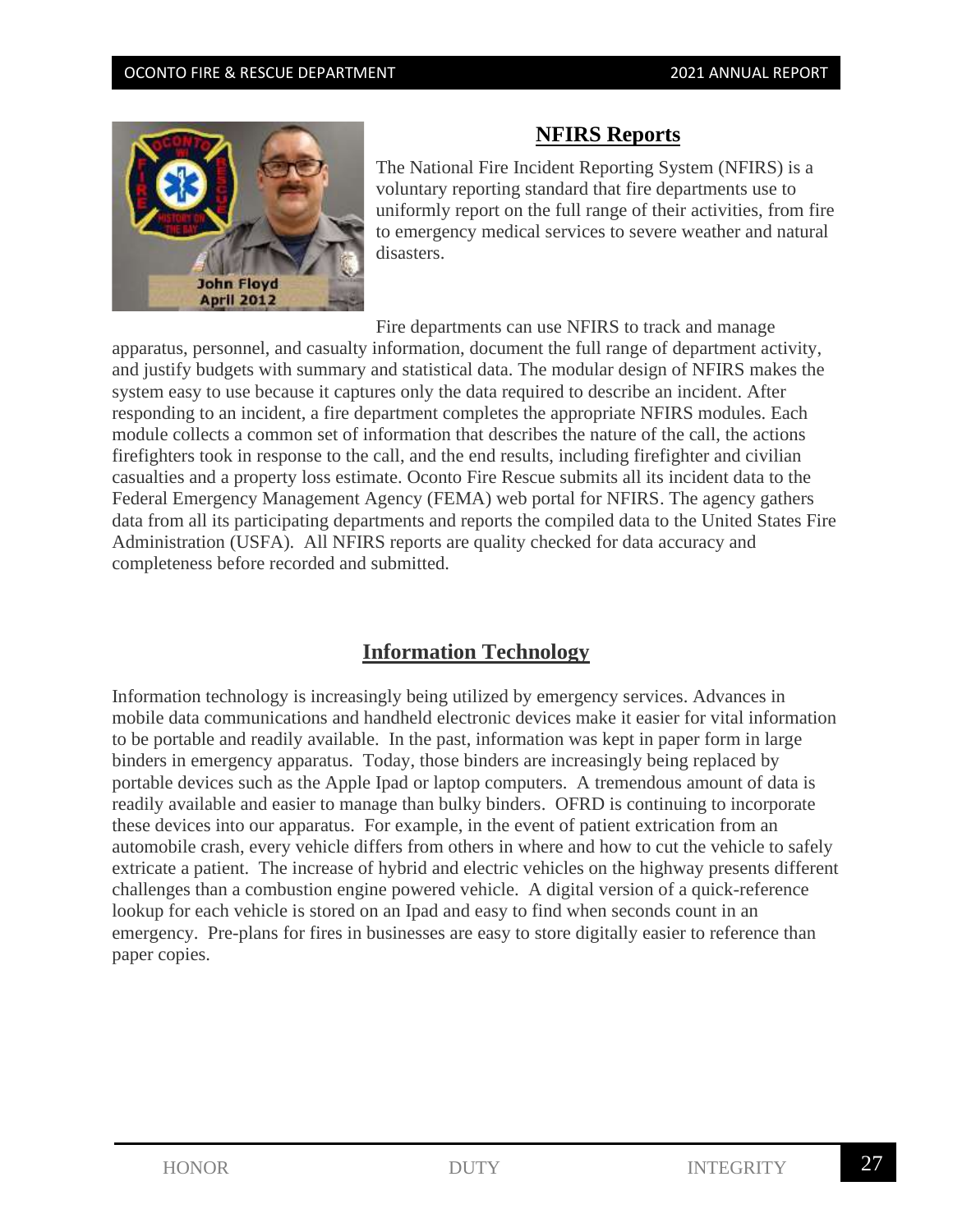## NFIRS Reports

The National Fire Incident Reporting System (NFIRS) is a voluntary reporting standard that fire departments use to uniformly report on the full range of their activities, from fire to emergency medical services to severe weather and natural disasters.

Fire departments can use NFIRS to track and manage apparatus, personnel, and casualty information, document the full range of department activity, and justify budgets with summary and statistical data. The modular design of NFIRS makes the system easy to use because it captures only the data required to describe an incident. After responding to an incident, a fire department completes the appropriate NFIRS modules. Each module collects a common set of information that describes the nature of the call, the actions firefighters took in response to the call, and the end results, including firefighter and civilian casualties and a property loss estimate. Oconto Fire Rescue submits all its incident data to the Federal Emergency Management Agency (FEMA) web portal for NFIRS. The agency gathers data from all its participating departments and reports the compiled data to the United States Fire Administration (USFA). All NFIRS reports are quality checked for data accuracy and completeness before recorded and submitted.

## Information Technology

Information technology is increasingly being utilized by emergency services. Advances in mobile data communications and handheld electronic devices make it easier for vital information to be portable and readily available. In the past, information was kept in paper form in large binders in emergency apparatus. Today, those binders are increasingly being replaced by portable devices such as the Apple Ipad or laptop computers. A tremendous amount of data is readily available and easier to manage than bulky binders. OFRD is continuing to incorporate these devices into our apparatus. For example, in the event of patient extrication from an automobile crash, every vehicle differs from others in where and how to cut the vehicle to safely extricate a patient. The increase of hybrid and electric vehicles on the highway presents different challenges than a combustion engine powered vehicle. A digital version of a quick-reference lookup for each vehicle is stored on an Ipad and easy to find when seconds count in an emergency. Pre-plans for fires in businesses are easy to store digitally easier to reference than paper copies.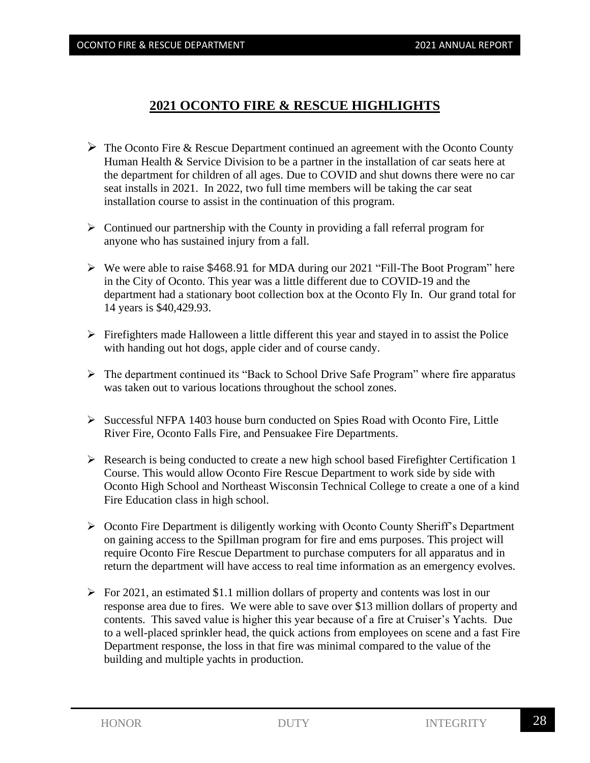# 2021 OCONTO FIRE & RESCUE HIGHLIGHTS

- The Oconto Fire & Rescue Department continued an agreement with the Oconto County Human Health & Service Division to be a partner in the installation of car seats here at the department for children of all ages. Due to COVID and shut downs there were no car seat installs in 2021. In 2022, two full time members will be taking the car seat installation course to assist in the continuation of this program.

- Continued our partnership with the County in providing a fall referral program for anyone who has sustained injury from a fall.

- We were able to raise $468.91 for MDA during our 2021 "Fill-The Boot Program" here in the City of Oconto. This year was a little different due to COVID-19 and the department had a stationary boot collection box at the Oconto Fly In. Our grand total for 14 years is $40,429.93.

- Firefighters made Halloween a little different this year and stayed in to assist the Police with handing out hot dogs, apple cider and of course candy.

- The department continued its "Back to School Drive Safe Program" where fire apparatus was taken out to various locations throughout the school zones.

- Successful NFPA 1403 house burn conducted on Spies Road with Oconto Fire, Little River Fire, Oconto Falls Fire, and Pensuakee Fire Departments.

- Research is being conducted to create a new high school based Firefighter Certification 1 Course. This would allow Oconto Fire Rescue Department to work side by side with Oconto High School and Northeast Wisconsin Technical College to create a one of a kind Fire Education class in high school.

- Oconto Fire Department is diligently working with Oconto County Sheriff's Department on gaining access to the Spillman program for fire and ems purposes. This project will require Oconto Fire Rescue Department to purchase computers for all apparatus and in return the department will have access to real time information as an emergency evolves.

- For 2021, an estimated $1.1 million dollars of property and contents was lost in our response area due to fires. We were able to save over $13 million dollars of property and contents. This saved value is higher this year because of a fire at Cruiser's Yachts. Due to a well-placed sprinkler head, the quick actions from employees on scene and a fast Fire Department response, the loss in that fire was minimal compared to the value of the building and multiple yachts in production.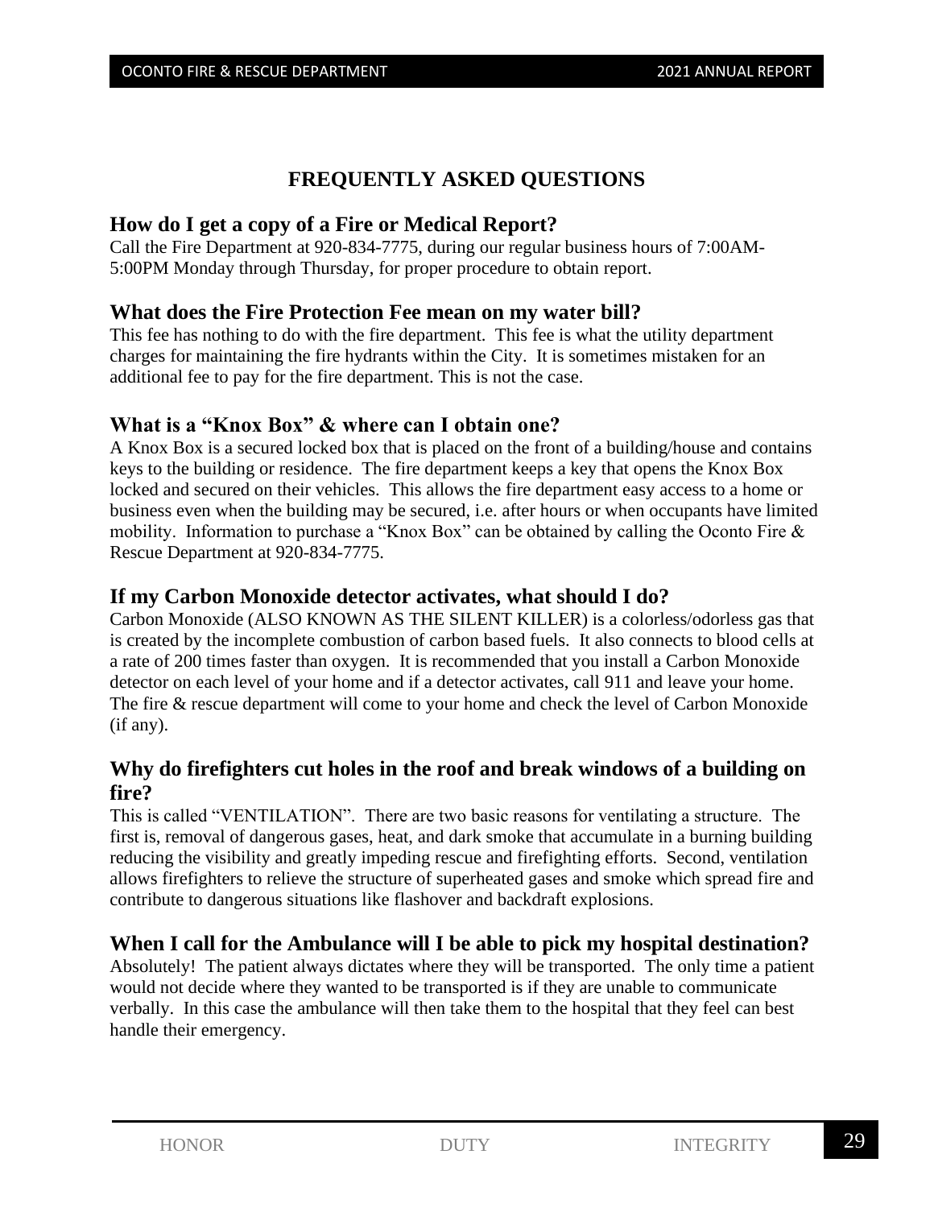# FREQUENTLY ASKED QUESTIONS

## How do I get a copy of a Fire or Medical Report?

Call the Fire Department at 920-834-7775, during our regular business hours of 7:00AM-5:00PM Monday through Thursday, for proper procedure to obtain report.

## What does the Fire Protection Fee mean on my water bill?

This fee has nothing to do with the fire department. This fee is what the utility department charges for maintaining the fire hydrants within the City. It is sometimes mistaken for an additional fee to pay for the fire department. This is not the case.

## What is a "Knox Box" & where can I obtain one?

A Knox Box is a secured locked box that is placed on the front of a building/house and contains keys to the building or residence. The fire department keeps a key that opens the Knox Box locked and secured on their vehicles. This allows the fire department easy access to a home or business even when the building may be secured, i.e. after hours or when occupants have limited mobility. Information to purchase a "Knox Box" can be obtained by calling the Oconto Fire & Rescue Department at 920-834-7775.

## If my Carbon Monoxide detector activates, what should I do?

Carbon Monoxide (ALSO KNOWN AS THE SILENT KILLER) is a colorless/odorless gas that is created by the incomplete combustion of carbon based fuels. It also connects to blood cells at a rate of 200 times faster than oxygen. It is recommended that you install a Carbon Monoxide detector on each level of your home and if a detector activates, call 911 and leave your home. The fire & rescue department will come to your home and check the level of Carbon Monoxide (if any).

## Why do firefighters cut holes in the roof and break windows of a building on fire?

This is called "VENTILATION". There are two basic reasons for ventilating a structure. The first is, removal of dangerous gases, heat, and dark smoke that accumulate in a burning building reducing the visibility and greatly impeding rescue and firefighting efforts. Second, ventilation allows firefighters to relieve the structure of superheated gases and smoke which spread fire and contribute to dangerous situations like flashover and backdraft explosions.

## When I call for the Ambulance will I be able to pick my hospital destination?

Absolutely! The patient always dictates where they will be transported. The only time a patient would not decide where they wanted to be transported is if they are unable to communicate verbally. In this case the ambulance will then take them to the hospital that they feel can best handle their emergency.